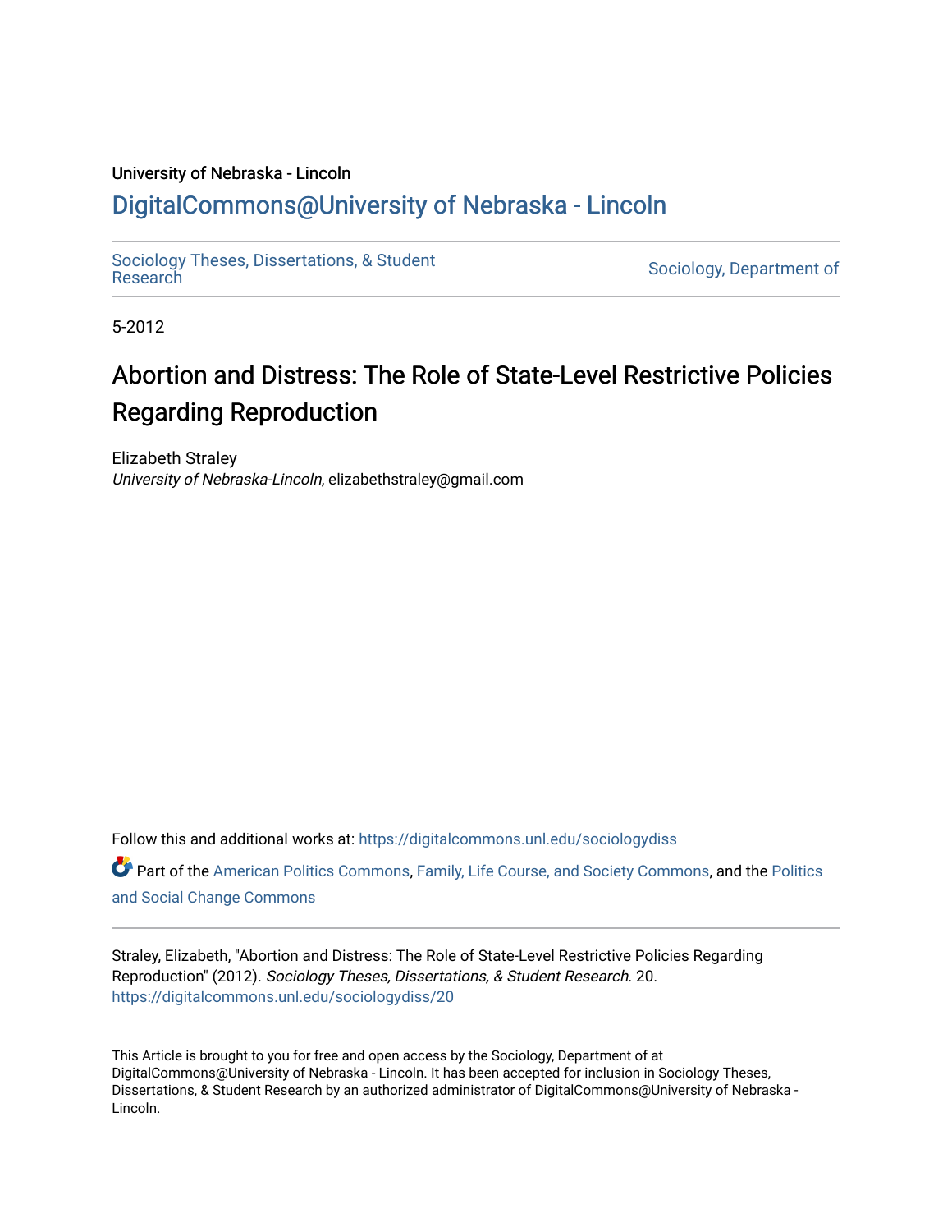University of Nebraska - Lincoln

## DigitalCommons@University of Nebraska - Lincoln

Sociology Theses, Dissertations, & Student Research

Sociology, Department of

5-2012

# Abortion and Distress: The Role of State-Level Restrictive Policies Regarding Reproduction

Elizabeth Straley
*University of Nebraska-Lincoln*, elizabethstraley@gmail.com

Follow this and additional works at: https://digitalcommons.unl.edu/sociologydiss

Part of the American Politics Commons, Family, Life Course, and Society Commons, and the Politics and Social Change Commons

Straley, Elizabeth, "Abortion and Distress: The Role of State-Level Restrictive Policies Regarding Reproduction" (2012). *Sociology Theses, Dissertations, & Student Research*. 20.
https://digitalcommons.unl.edu/sociologydiss/20

This Article is brought to you for free and open access by the Sociology, Department of at DigitalCommons@University of Nebraska - Lincoln. It has been accepted for inclusion in Sociology Theses, Dissertations, & Student Research by an authorized administrator of DigitalCommons@University of Nebraska - Lincoln.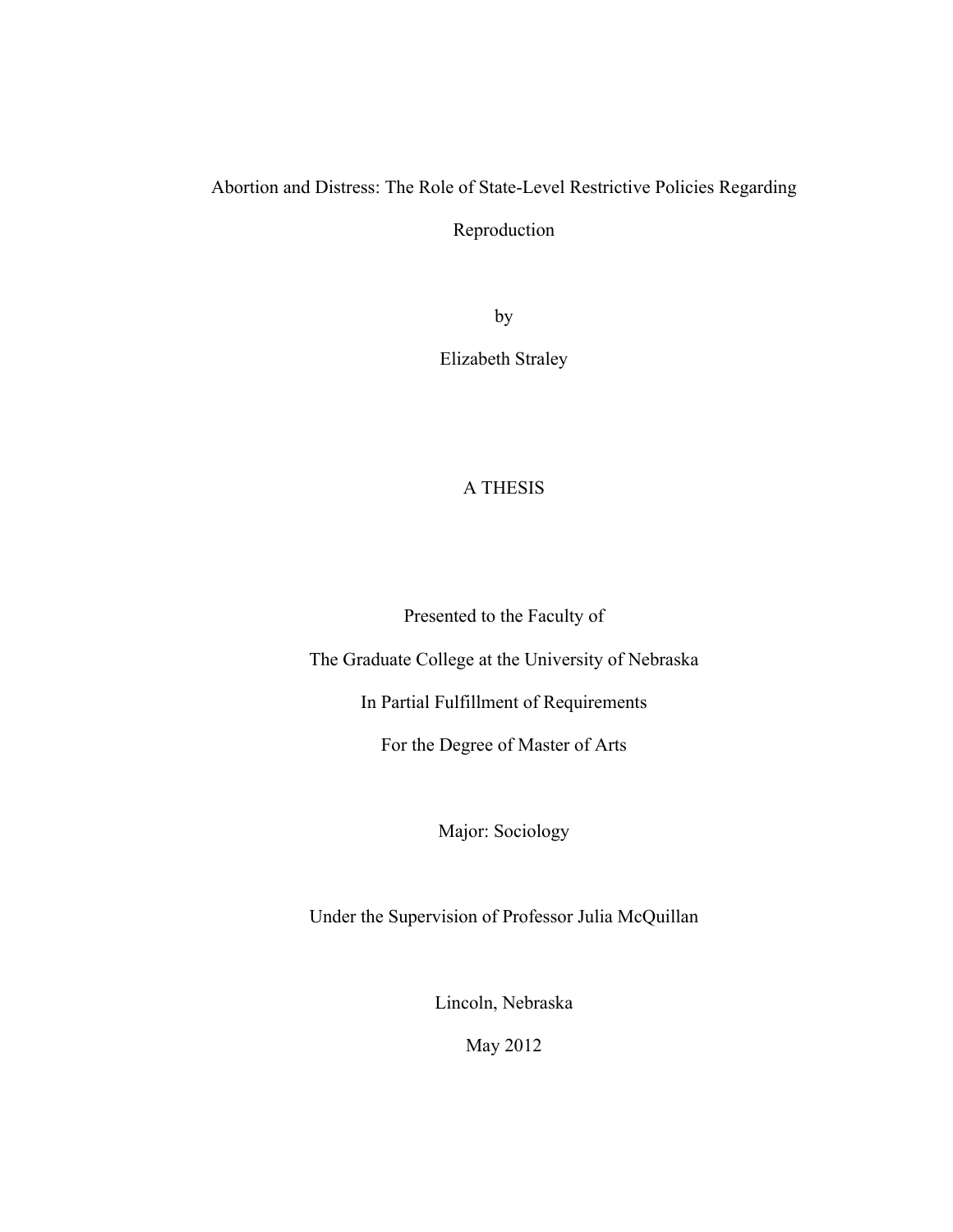# Abortion and Distress: The Role of State-Level Restrictive Policies Regarding Reproduction

by

Elizabeth Straley

A THESIS

Presented to the Faculty of

The Graduate College at the University of Nebraska

In Partial Fulfillment of Requirements

For the Degree of Master of Arts

Major: Sociology

Under the Supervision of Professor Julia McQuillan

Lincoln, Nebraska

May 2012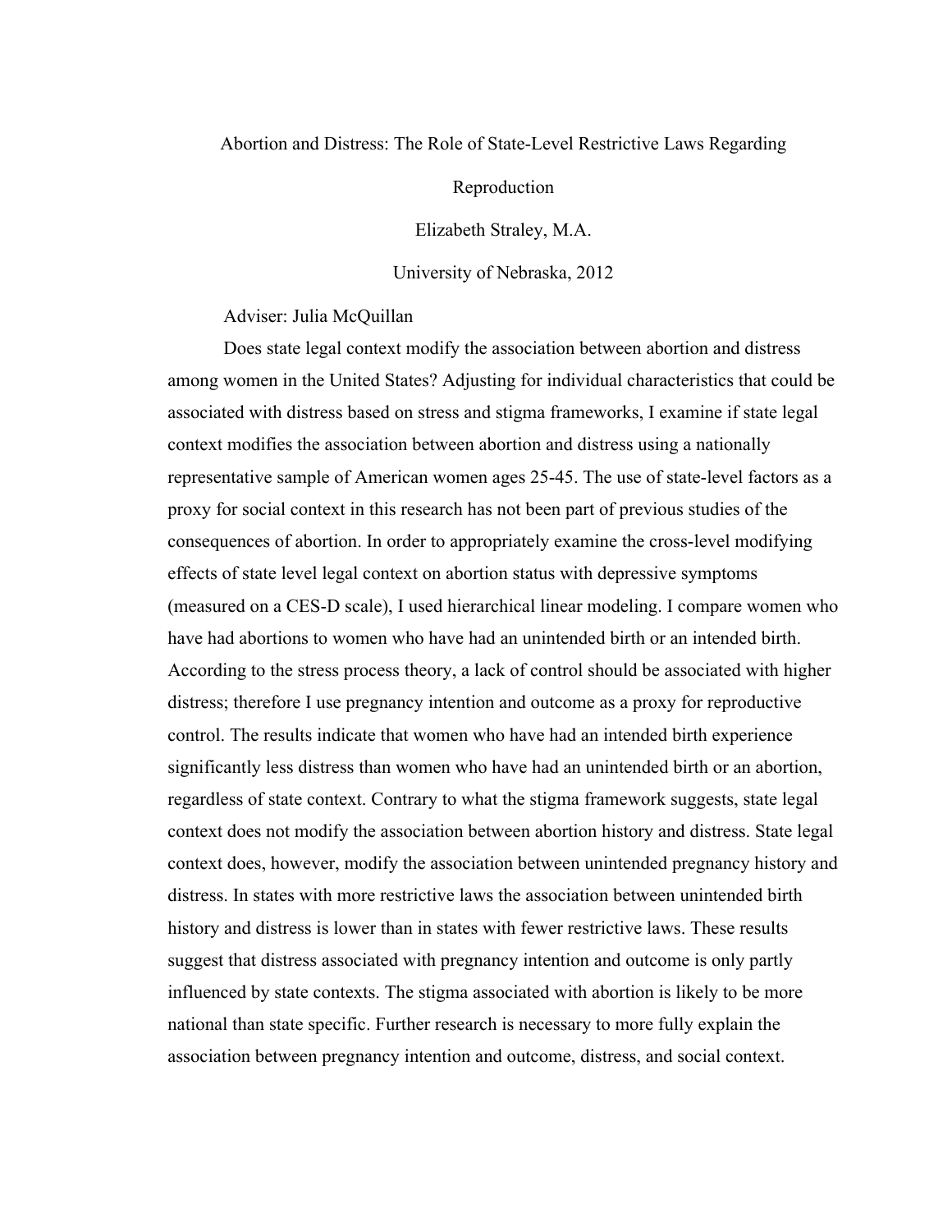Abortion and Distress: The Role of State-Level Restrictive Laws Regarding Reproduction

Elizabeth Straley, M.A.

University of Nebraska, 2012

Adviser: Julia McQuillan

Does state legal context modify the association between abortion and distress among women in the United States? Adjusting for individual characteristics that could be associated with distress based on stress and stigma frameworks, I examine if state legal context modifies the association between abortion and distress using a nationally representative sample of American women ages 25-45. The use of state-level factors as a proxy for social context in this research has not been part of previous studies of the consequences of abortion. In order to appropriately examine the cross-level modifying effects of state level legal context on abortion status with depressive symptoms (measured on a CES-D scale), I used hierarchical linear modeling. I compare women who have had abortions to women who have had an unintended birth or an intended birth. According to the stress process theory, a lack of control should be associated with higher distress; therefore I use pregnancy intention and outcome as a proxy for reproductive control. The results indicate that women who have had an intended birth experience significantly less distress than women who have had an unintended birth or an abortion, regardless of state context. Contrary to what the stigma framework suggests, state legal context does not modify the association between abortion history and distress. State legal context does, however, modify the association between unintended pregnancy history and distress. In states with more restrictive laws the association between unintended birth history and distress is lower than in states with fewer restrictive laws. These results suggest that distress associated with pregnancy intention and outcome is only partly influenced by state contexts. The stigma associated with abortion is likely to be more national than state specific. Further research is necessary to more fully explain the association between pregnancy intention and outcome, distress, and social context.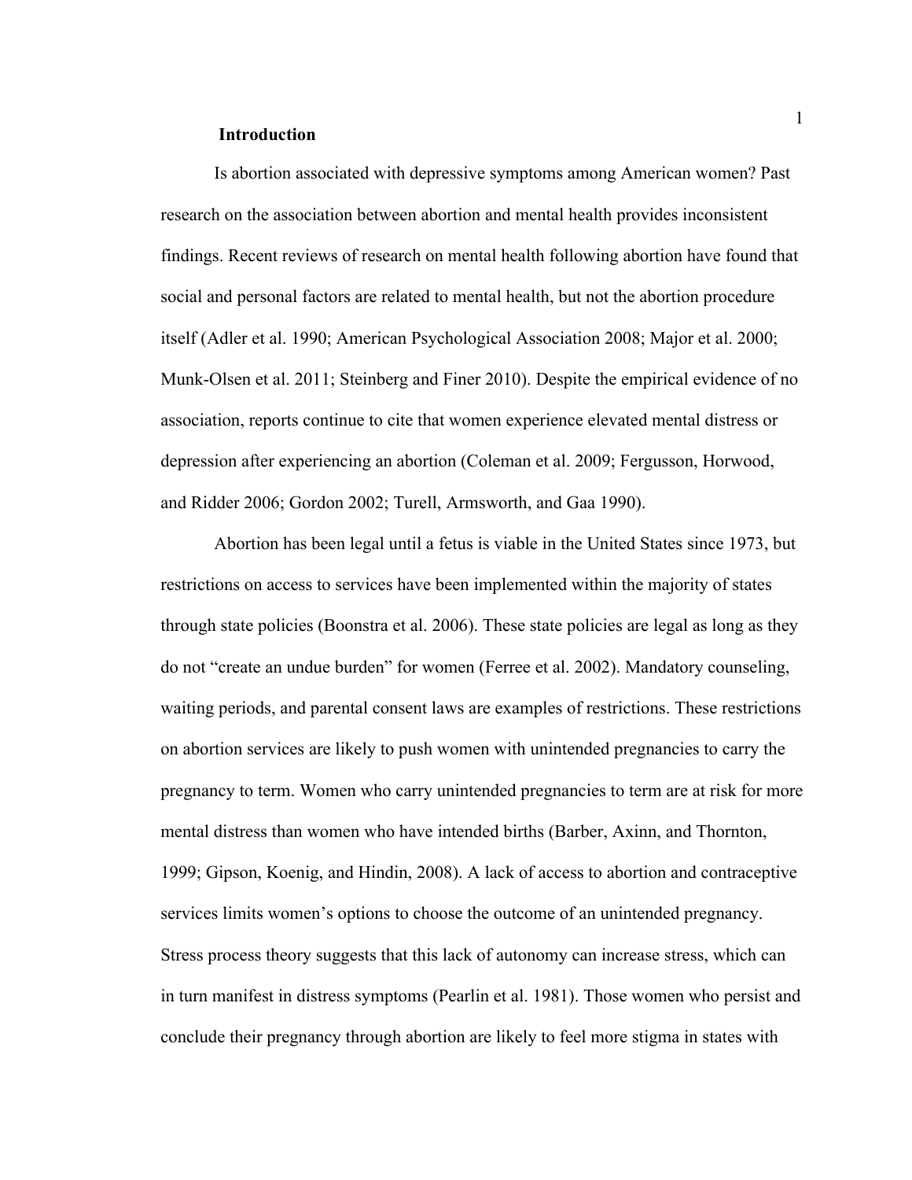## Introduction

Is abortion associated with depressive symptoms among American women? Past research on the association between abortion and mental health provides inconsistent findings. Recent reviews of research on mental health following abortion have found that social and personal factors are related to mental health, but not the abortion procedure itself (Adler et al. 1990; American Psychological Association 2008; Major et al. 2000; Munk-Olsen et al. 2011; Steinberg and Finer 2010). Despite the empirical evidence of no association, reports continue to cite that women experience elevated mental distress or depression after experiencing an abortion (Coleman et al. 2009; Fergusson, Horwood, and Ridder 2006; Gordon 2002; Turell, Armsworth, and Gaa 1990).

Abortion has been legal until a fetus is viable in the United States since 1973, but restrictions on access to services have been implemented within the majority of states through state policies (Boonstra et al. 2006). These state policies are legal as long as they do not "create an undue burden" for women (Ferree et al. 2002). Mandatory counseling, waiting periods, and parental consent laws are examples of restrictions. These restrictions on abortion services are likely to push women with unintended pregnancies to carry the pregnancy to term. Women who carry unintended pregnancies to term are at risk for more mental distress than women who have intended births (Barber, Axinn, and Thornton, 1999; Gipson, Koenig, and Hindin, 2008). A lack of access to abortion and contraceptive services limits women's options to choose the outcome of an unintended pregnancy. Stress process theory suggests that this lack of autonomy can increase stress, which can in turn manifest in distress symptoms (Pearlin et al. 1981). Those women who persist and conclude their pregnancy through abortion are likely to feel more stigma in states with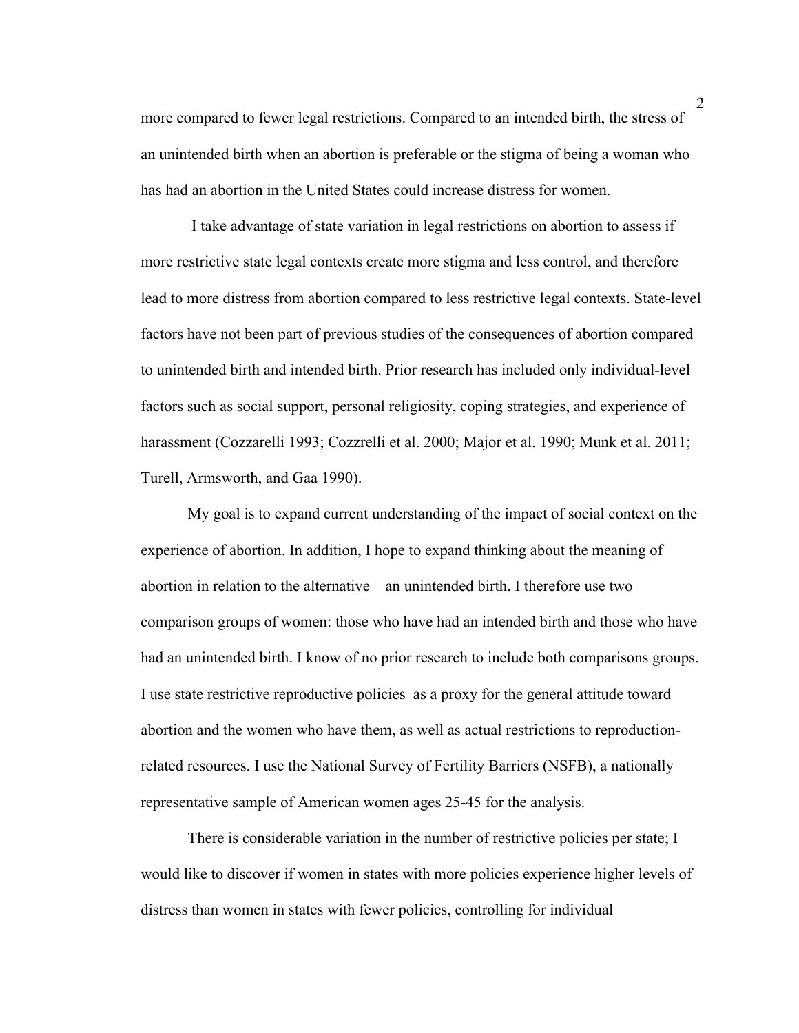more compared to fewer legal restrictions. Compared to an intended birth, the stress of an unintended birth when an abortion is preferable or the stigma of being a woman who has had an abortion in the United States could increase distress for women.

I take advantage of state variation in legal restrictions on abortion to assess if more restrictive state legal contexts create more stigma and less control, and therefore lead to more distress from abortion compared to less restrictive legal contexts. State-level factors have not been part of previous studies of the consequences of abortion compared to unintended birth and intended birth. Prior research has included only individual-level factors such as social support, personal religiosity, coping strategies, and experience of harassment (Cozzarelli 1993; Cozzrelli et al. 2000; Major et al. 1990; Munk et al. 2011; Turell, Armsworth, and Gaa 1990).

My goal is to expand current understanding of the impact of social context on the experience of abortion. In addition, I hope to expand thinking about the meaning of abortion in relation to the alternative – an unintended birth. I therefore use two comparison groups of women: those who have had an intended birth and those who have had an unintended birth. I know of no prior research to include both comparisons groups. I use state restrictive reproductive policies as a proxy for the general attitude toward abortion and the women who have them, as well as actual restrictions to reproduction-related resources. I use the National Survey of Fertility Barriers (NSFB), a nationally representative sample of American women ages 25-45 for the analysis.

There is considerable variation in the number of restrictive policies per state; I would like to discover if women in states with more policies experience higher levels of distress than women in states with fewer policies, controlling for individual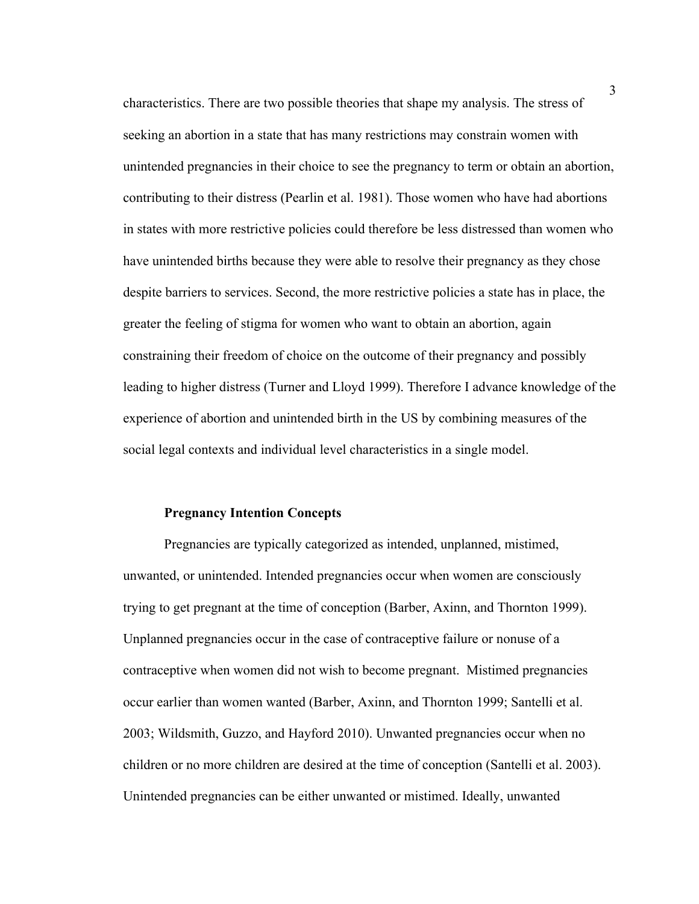characteristics. There are two possible theories that shape my analysis. The stress of seeking an abortion in a state that has many restrictions may constrain women with unintended pregnancies in their choice to see the pregnancy to term or obtain an abortion, contributing to their distress (Pearlin et al. 1981). Those women who have had abortions in states with more restrictive policies could therefore be less distressed than women who have unintended births because they were able to resolve their pregnancy as they chose despite barriers to services. Second, the more restrictive policies a state has in place, the greater the feeling of stigma for women who want to obtain an abortion, again constraining their freedom of choice on the outcome of their pregnancy and possibly leading to higher distress (Turner and Lloyd 1999). Therefore I advance knowledge of the experience of abortion and unintended birth in the US by combining measures of the social legal contexts and individual level characteristics in a single model.

### Pregnancy Intention Concepts

Pregnancies are typically categorized as intended, unplanned, mistimed, unwanted, or unintended. Intended pregnancies occur when women are consciously trying to get pregnant at the time of conception (Barber, Axinn, and Thornton 1999). Unplanned pregnancies occur in the case of contraceptive failure or nonuse of a contraceptive when women did not wish to become pregnant. Mistimed pregnancies occur earlier than women wanted (Barber, Axinn, and Thornton 1999; Santelli et al. 2003; Wildsmith, Guzzo, and Hayford 2010). Unwanted pregnancies occur when no children or no more children are desired at the time of conception (Santelli et al. 2003). Unintended pregnancies can be either unwanted or mistimed. Ideally, unwanted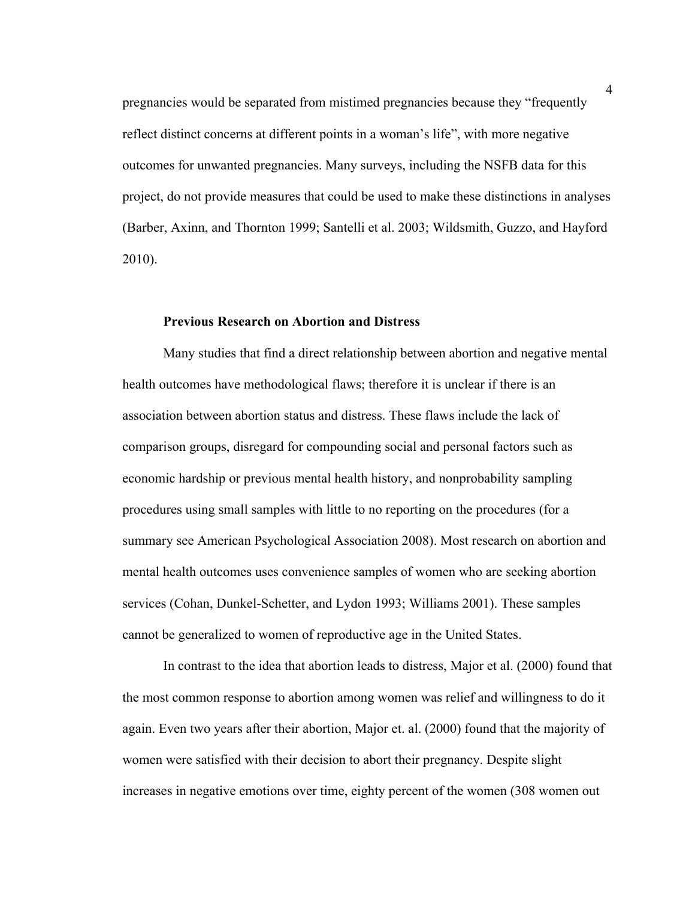pregnancies would be separated from mistimed pregnancies because they "frequently reflect distinct concerns at different points in a woman's life", with more negative outcomes for unwanted pregnancies. Many surveys, including the NSFB data for this project, do not provide measures that could be used to make these distinctions in analyses (Barber, Axinn, and Thornton 1999; Santelli et al. 2003; Wildsmith, Guzzo, and Hayford 2010).

### Previous Research on Abortion and Distress

Many studies that find a direct relationship between abortion and negative mental health outcomes have methodological flaws; therefore it is unclear if there is an association between abortion status and distress. These flaws include the lack of comparison groups, disregard for compounding social and personal factors such as economic hardship or previous mental health history, and nonprobability sampling procedures using small samples with little to no reporting on the procedures (for a summary see American Psychological Association 2008). Most research on abortion and mental health outcomes uses convenience samples of women who are seeking abortion services (Cohan, Dunkel-Schetter, and Lydon 1993; Williams 2001). These samples cannot be generalized to women of reproductive age in the United States.

In contrast to the idea that abortion leads to distress, Major et al. (2000) found that the most common response to abortion among women was relief and willingness to do it again. Even two years after their abortion, Major et. al. (2000) found that the majority of women were satisfied with their decision to abort their pregnancy. Despite slight increases in negative emotions over time, eighty percent of the women (308 women out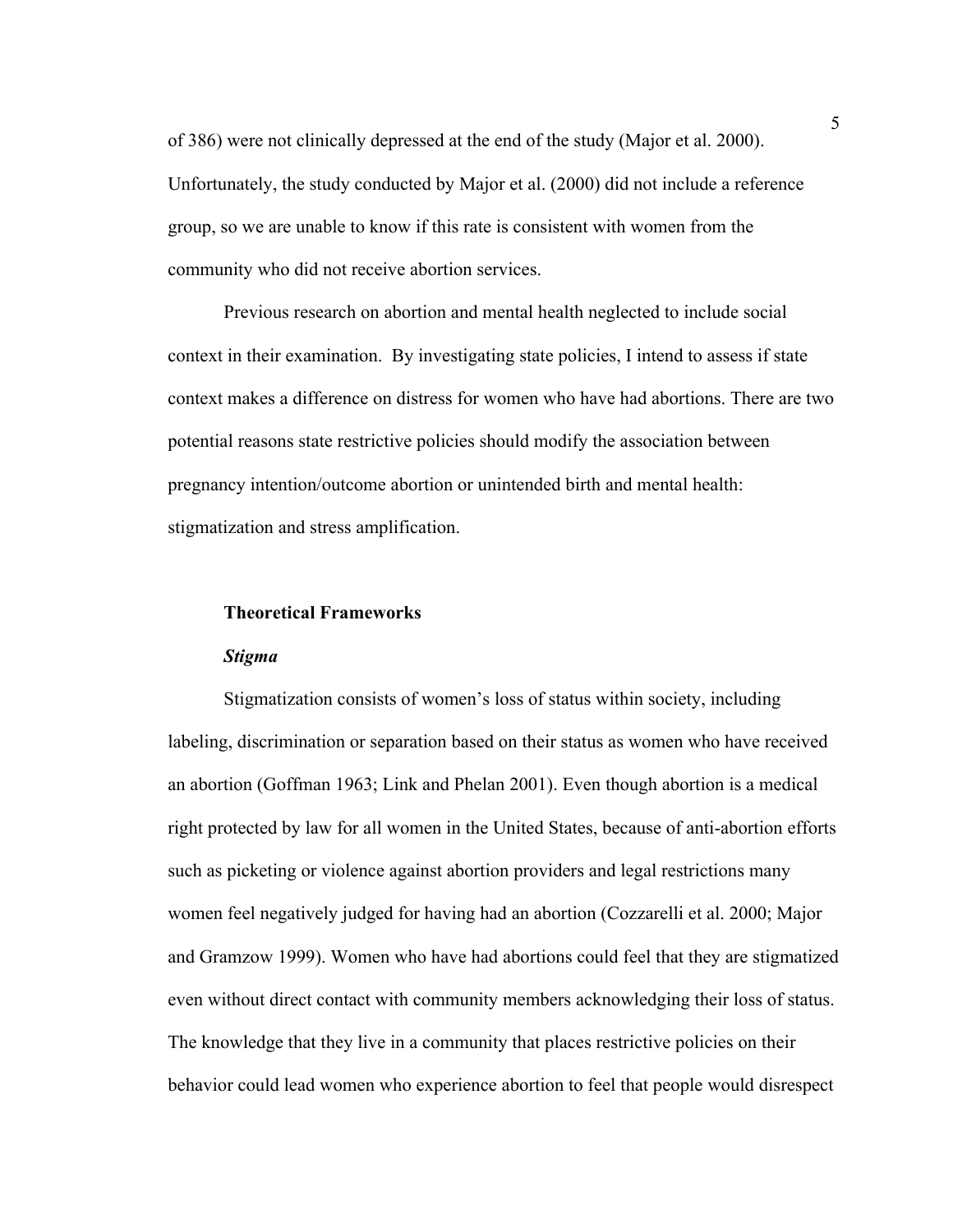of 386) were not clinically depressed at the end of the study (Major et al. 2000). Unfortunately, the study conducted by Major et al. (2000) did not include a reference group, so we are unable to know if this rate is consistent with women from the community who did not receive abortion services.

Previous research on abortion and mental health neglected to include social context in their examination.  By investigating state policies, I intend to assess if state context makes a difference on distress for women who have had abortions. There are two potential reasons state restrictive policies should modify the association between pregnancy intention/outcome abortion or unintended birth and mental health: stigmatization and stress amplification.

## Theoretical Frameworks

### *Stigma*

Stigmatization consists of women's loss of status within society, including labeling, discrimination or separation based on their status as women who have received an abortion (Goffman 1963; Link and Phelan 2001). Even though abortion is a medical right protected by law for all women in the United States, because of anti-abortion efforts such as picketing or violence against abortion providers and legal restrictions many women feel negatively judged for having had an abortion (Cozzarelli et al. 2000; Major and Gramzow 1999). Women who have had abortions could feel that they are stigmatized even without direct contact with community members acknowledging their loss of status. The knowledge that they live in a community that places restrictive policies on their behavior could lead women who experience abortion to feel that people would disrespect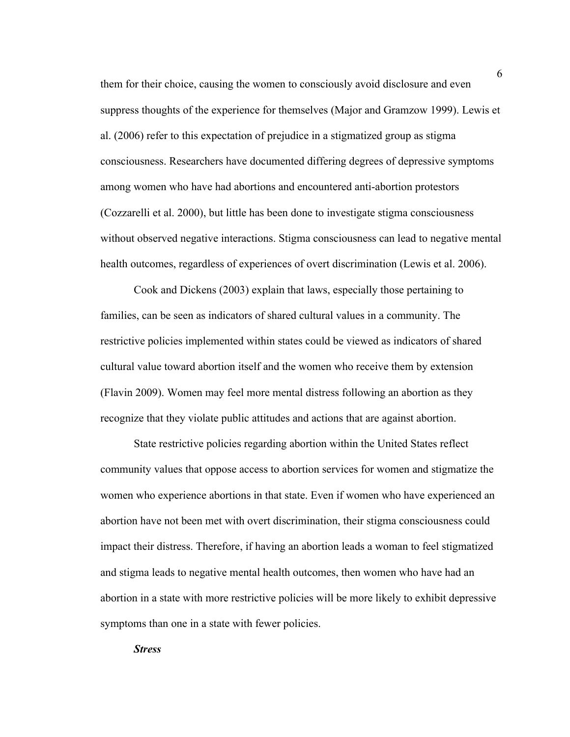them for their choice, causing the women to consciously avoid disclosure and even suppress thoughts of the experience for themselves (Major and Gramzow 1999). Lewis et al. (2006) refer to this expectation of prejudice in a stigmatized group as stigma consciousness. Researchers have documented differing degrees of depressive symptoms among women who have had abortions and encountered anti-abortion protestors (Cozzarelli et al. 2000), but little has been done to investigate stigma consciousness without observed negative interactions. Stigma consciousness can lead to negative mental health outcomes, regardless of experiences of overt discrimination (Lewis et al. 2006).

Cook and Dickens (2003) explain that laws, especially those pertaining to families, can be seen as indicators of shared cultural values in a community. The restrictive policies implemented within states could be viewed as indicators of shared cultural value toward abortion itself and the women who receive them by extension (Flavin 2009). Women may feel more mental distress following an abortion as they recognize that they violate public attitudes and actions that are against abortion.

State restrictive policies regarding abortion within the United States reflect community values that oppose access to abortion services for women and stigmatize the women who experience abortions in that state. Even if women who have experienced an abortion have not been met with overt discrimination, their stigma consciousness could impact their distress. Therefore, if having an abortion leads a woman to feel stigmatized and stigma leads to negative mental health outcomes, then women who have had an abortion in a state with more restrictive policies will be more likely to exhibit depressive symptoms than one in a state with fewer policies.

***Stress***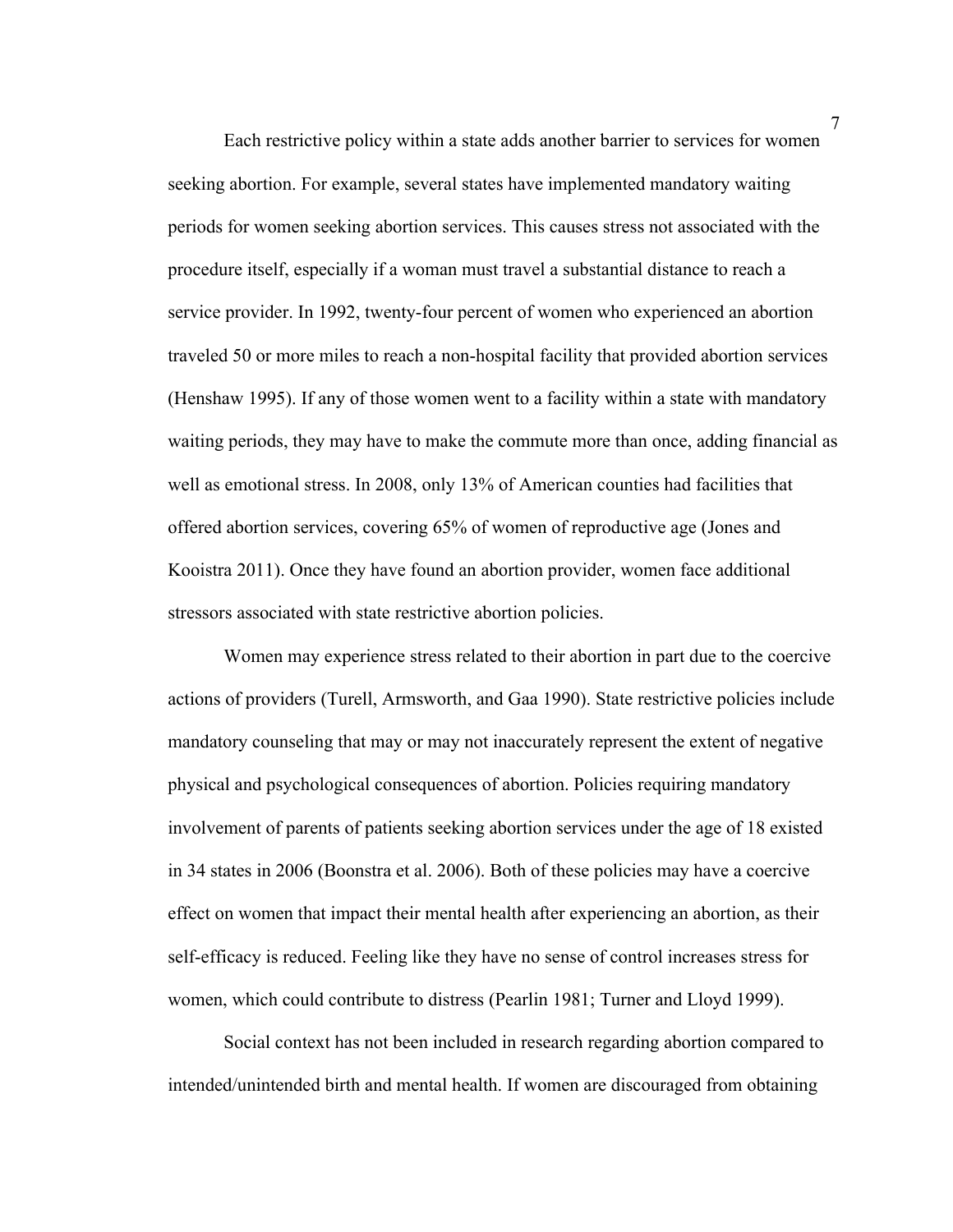Each restrictive policy within a state adds another barrier to services for women seeking abortion. For example, several states have implemented mandatory waiting periods for women seeking abortion services. This causes stress not associated with the procedure itself, especially if a woman must travel a substantial distance to reach a service provider. In 1992, twenty-four percent of women who experienced an abortion traveled 50 or more miles to reach a non-hospital facility that provided abortion services (Henshaw 1995). If any of those women went to a facility within a state with mandatory waiting periods, they may have to make the commute more than once, adding financial as well as emotional stress. In 2008, only 13% of American counties had facilities that offered abortion services, covering 65% of women of reproductive age (Jones and Kooistra 2011). Once they have found an abortion provider, women face additional stressors associated with state restrictive abortion policies.

Women may experience stress related to their abortion in part due to the coercive actions of providers (Turell, Armsworth, and Gaa 1990). State restrictive policies include mandatory counseling that may or may not inaccurately represent the extent of negative physical and psychological consequences of abortion. Policies requiring mandatory involvement of parents of patients seeking abortion services under the age of 18 existed in 34 states in 2006 (Boonstra et al. 2006). Both of these policies may have a coercive effect on women that impact their mental health after experiencing an abortion, as their self-efficacy is reduced. Feeling like they have no sense of control increases stress for women, which could contribute to distress (Pearlin 1981; Turner and Lloyd 1999).

Social context has not been included in research regarding abortion compared to intended/unintended birth and mental health. If women are discouraged from obtaining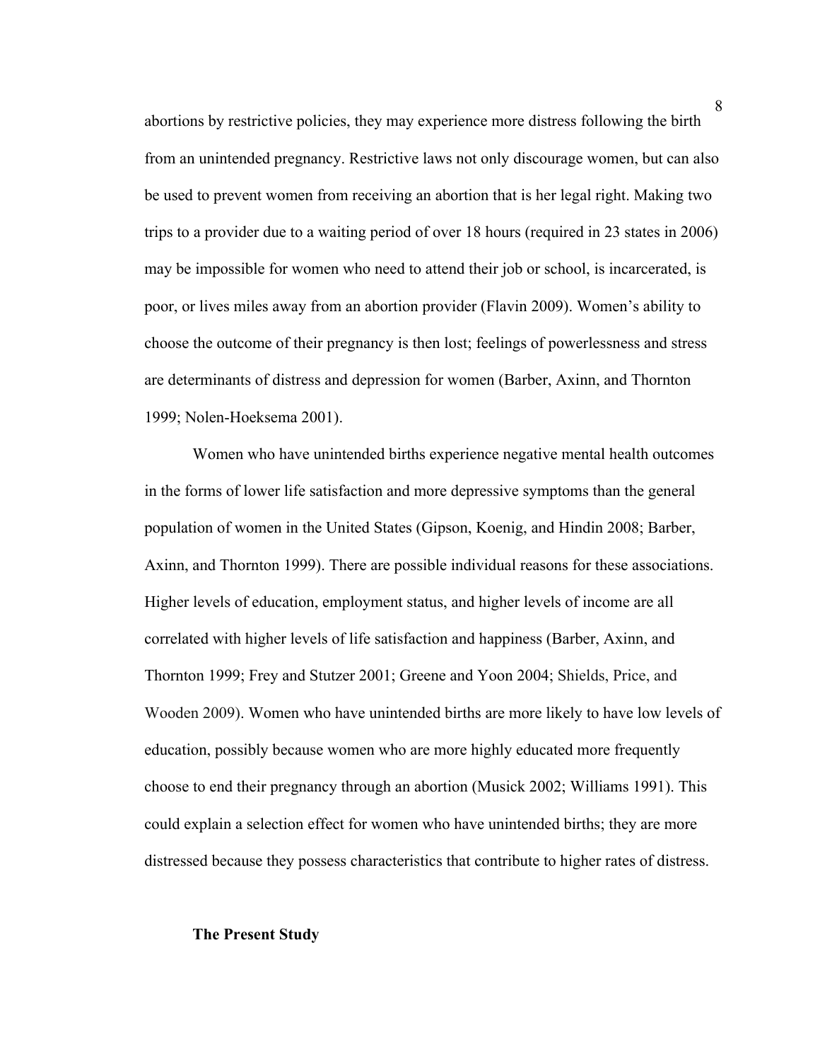abortions by restrictive policies, they may experience more distress following the birth from an unintended pregnancy. Restrictive laws not only discourage women, but can also be used to prevent women from receiving an abortion that is her legal right. Making two trips to a provider due to a waiting period of over 18 hours (required in 23 states in 2006) may be impossible for women who need to attend their job or school, is incarcerated, is poor, or lives miles away from an abortion provider (Flavin 2009). Women's ability to choose the outcome of their pregnancy is then lost; feelings of powerlessness and stress are determinants of distress and depression for women (Barber, Axinn, and Thornton 1999; Nolen-Hoeksema 2001).

Women who have unintended births experience negative mental health outcomes in the forms of lower life satisfaction and more depressive symptoms than the general population of women in the United States (Gipson, Koenig, and Hindin 2008; Barber, Axinn, and Thornton 1999). There are possible individual reasons for these associations. Higher levels of education, employment status, and higher levels of income are all correlated with higher levels of life satisfaction and happiness (Barber, Axinn, and Thornton 1999; Frey and Stutzer 2001; Greene and Yoon 2004; Shields, Price, and Wooden 2009). Women who have unintended births are more likely to have low levels of education, possibly because women who are more highly educated more frequently choose to end their pregnancy through an abortion (Musick 2002; Williams 1991). This could explain a selection effect for women who have unintended births; they are more distressed because they possess characteristics that contribute to higher rates of distress.

### The Present Study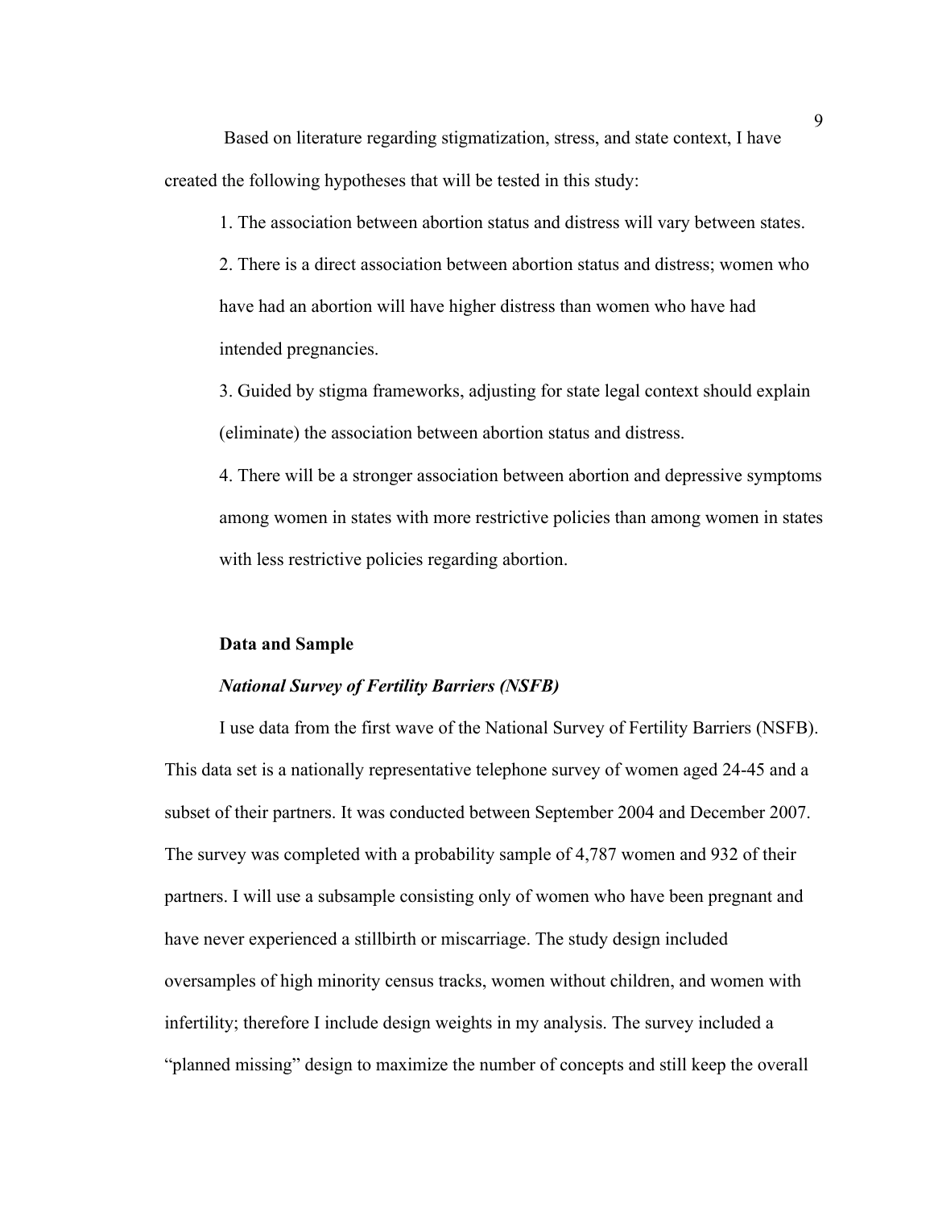Based on literature regarding stigmatization, stress, and state context, I have created the following hypotheses that will be tested in this study:

1. The association between abortion status and distress will vary between states.
2. There is a direct association between abortion status and distress; women who have had an abortion will have higher distress than women who have had intended pregnancies.
3. Guided by stigma frameworks, adjusting for state legal context should explain (eliminate) the association between abortion status and distress.
4. There will be a stronger association between abortion and depressive symptoms among women in states with more restrictive policies than among women in states with less restrictive policies regarding abortion.

**Data and Sample**

***National Survey of Fertility Barriers (NSFB)***

I use data from the first wave of the National Survey of Fertility Barriers (NSFB). This data set is a nationally representative telephone survey of women aged 24-45 and a subset of their partners. It was conducted between September 2004 and December 2007. The survey was completed with a probability sample of 4,787 women and 932 of their partners. I will use a subsample consisting only of women who have been pregnant and have never experienced a stillbirth or miscarriage. The study design included oversamples of high minority census tracks, women without children, and women with infertility; therefore I include design weights in my analysis. The survey included a "planned missing" design to maximize the number of concepts and still keep the overall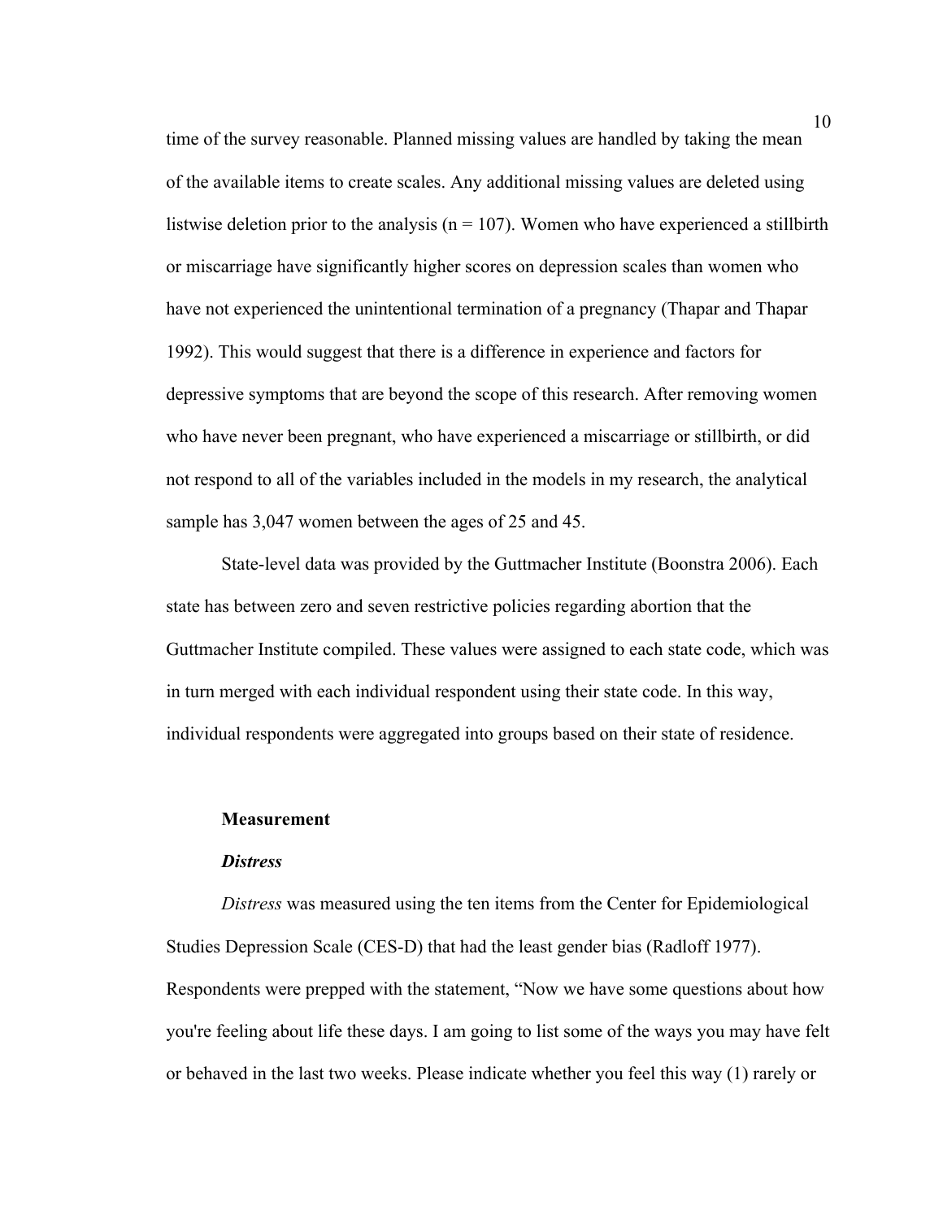time of the survey reasonable. Planned missing values are handled by taking the mean of the available items to create scales. Any additional missing values are deleted using listwise deletion prior to the analysis (n = 107). Women who have experienced a stillbirth or miscarriage have significantly higher scores on depression scales than women who have not experienced the unintentional termination of a pregnancy (Thapar and Thapar 1992). This would suggest that there is a difference in experience and factors for depressive symptoms that are beyond the scope of this research. After removing women who have never been pregnant, who have experienced a miscarriage or stillbirth, or did not respond to all of the variables included in the models in my research, the analytical sample has 3,047 women between the ages of 25 and 45.

State-level data was provided by the Guttmacher Institute (Boonstra 2006). Each state has between zero and seven restrictive policies regarding abortion that the Guttmacher Institute compiled. These values were assigned to each state code, which was in turn merged with each individual respondent using their state code. In this way, individual respondents were aggregated into groups based on their state of residence.

## Measurement

### *Distress*

*Distress* was measured using the ten items from the Center for Epidemiological Studies Depression Scale (CES-D) that had the least gender bias (Radloff 1977). Respondents were prepped with the statement, "Now we have some questions about how you're feeling about life these days. I am going to list some of the ways you may have felt or behaved in the last two weeks. Please indicate whether you feel this way (1) rarely or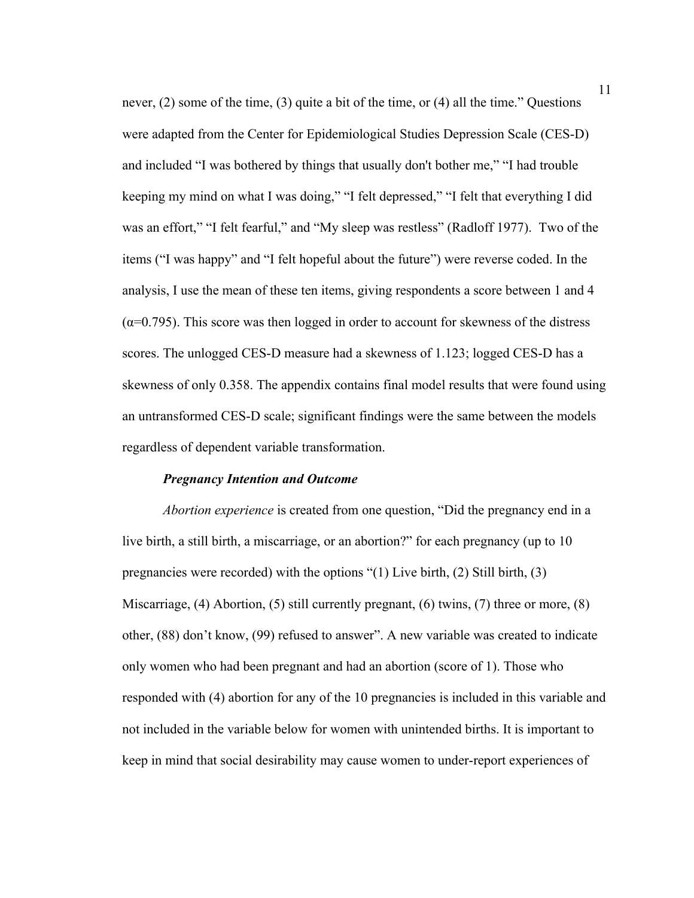never, (2) some of the time, (3) quite a bit of the time, or (4) all the time." Questions were adapted from the Center for Epidemiological Studies Depression Scale (CES-D) and included "I was bothered by things that usually don't bother me," "I had trouble keeping my mind on what I was doing," "I felt depressed," "I felt that everything I did was an effort," "I felt fearful," and "My sleep was restless" (Radloff 1977). Two of the items ("I was happy" and "I felt hopeful about the future") were reverse coded. In the analysis, I use the mean of these ten items, giving respondents a score between 1 and 4 ($\alpha$=0.795). This score was then logged in order to account for skewness of the distress scores. The unlogged CES-D measure had a skewness of 1.123; logged CES-D has a skewness of only 0.358. The appendix contains final model results that were found using an untransformed CES-D scale; significant findings were the same between the models regardless of dependent variable transformation.

***Pregnancy Intention and Outcome***

*Abortion experience* is created from one question, "Did the pregnancy end in a live birth, a still birth, a miscarriage, or an abortion?" for each pregnancy (up to 10 pregnancies were recorded) with the options "(1) Live birth, (2) Still birth, (3) Miscarriage, (4) Abortion, (5) still currently pregnant, (6) twins, (7) three or more, (8) other, (88) don't know, (99) refused to answer". A new variable was created to indicate only women who had been pregnant and had an abortion (score of 1). Those who responded with (4) abortion for any of the 10 pregnancies is included in this variable and not included in the variable below for women with unintended births. It is important to keep in mind that social desirability may cause women to under-report experiences of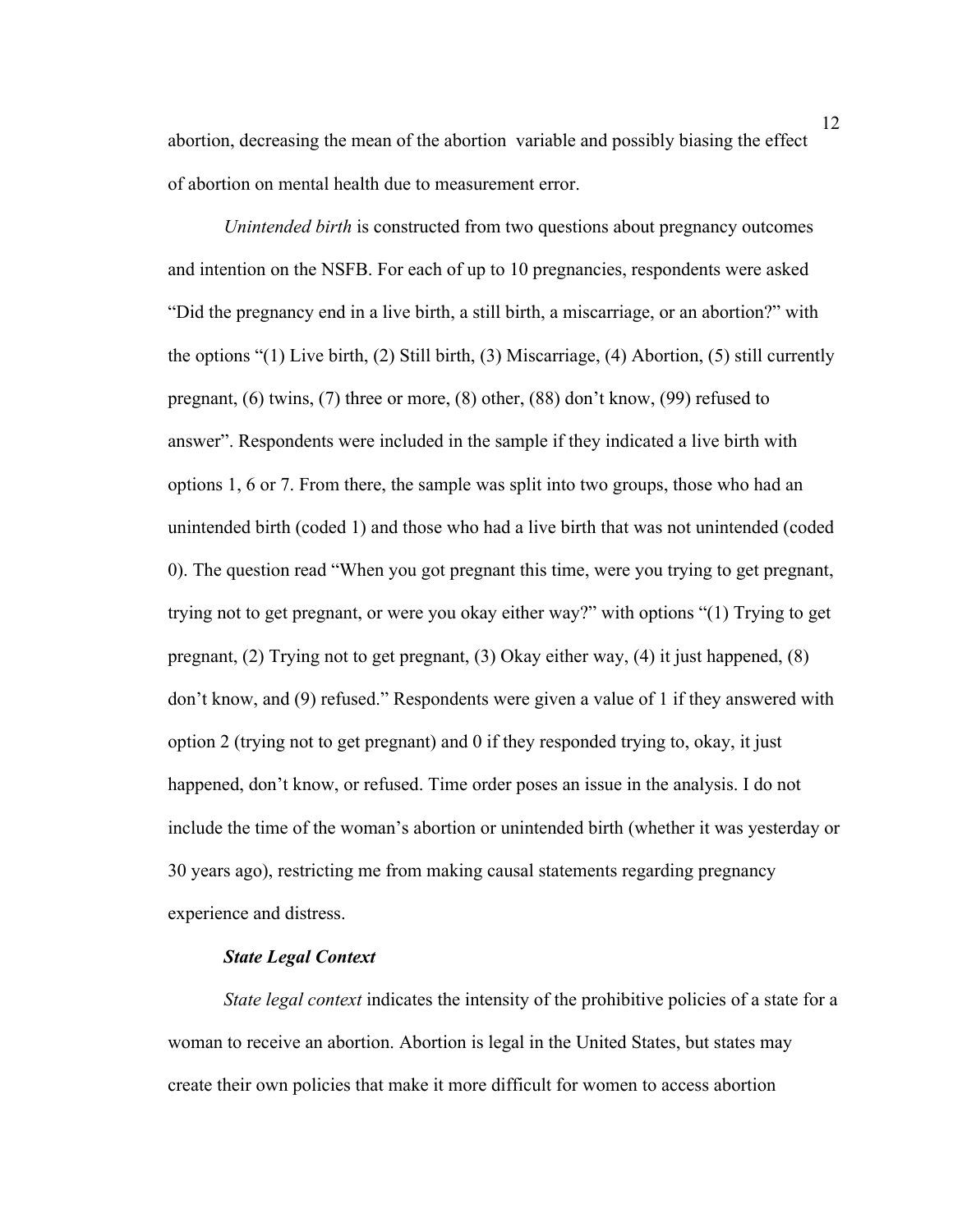abortion, decreasing the mean of the abortion  variable and possibly biasing the effect of abortion on mental health due to measurement error.

*Unintended birth* is constructed from two questions about pregnancy outcomes and intention on the NSFB. For each of up to 10 pregnancies, respondents were asked "Did the pregnancy end in a live birth, a still birth, a miscarriage, or an abortion?" with the options "(1) Live birth, (2) Still birth, (3) Miscarriage, (4) Abortion, (5) still currently pregnant, (6) twins, (7) three or more, (8) other, (88) don't know, (99) refused to answer". Respondents were included in the sample if they indicated a live birth with options 1, 6 or 7. From there, the sample was split into two groups, those who had an unintended birth (coded 1) and those who had a live birth that was not unintended (coded 0). The question read "When you got pregnant this time, were you trying to get pregnant, trying not to get pregnant, or were you okay either way?" with options "(1) Trying to get pregnant, (2) Trying not to get pregnant, (3) Okay either way, (4) it just happened, (8) don't know, and (9) refused." Respondents were given a value of 1 if they answered with option 2 (trying not to get pregnant) and 0 if they responded trying to, okay, it just happened, don't know, or refused. Time order poses an issue in the analysis. I do not include the time of the woman's abortion or unintended birth (whether it was yesterday or 30 years ago), restricting me from making causal statements regarding pregnancy experience and distress.

### ***State Legal Context***

*State legal context* indicates the intensity of the prohibitive policies of a state for a woman to receive an abortion. Abortion is legal in the United States, but states may create their own policies that make it more difficult for women to access abortion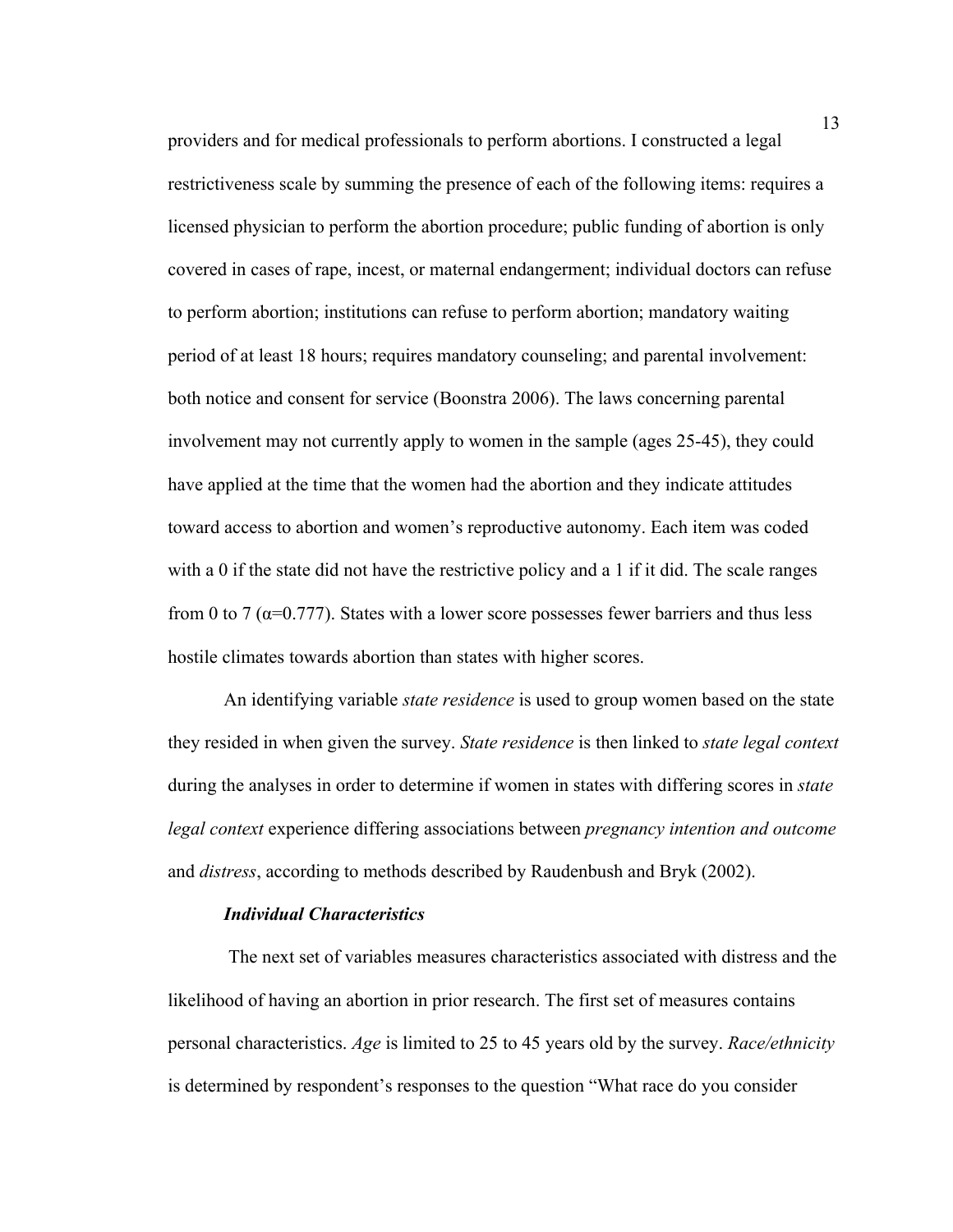providers and for medical professionals to perform abortions. I constructed a legal restrictiveness scale by summing the presence of each of the following items: requires a licensed physician to perform the abortion procedure; public funding of abortion is only covered in cases of rape, incest, or maternal endangerment; individual doctors can refuse to perform abortion; institutions can refuse to perform abortion; mandatory waiting period of at least 18 hours; requires mandatory counseling; and parental involvement: both notice and consent for service (Boonstra 2006). The laws concerning parental involvement may not currently apply to women in the sample (ages 25-45), they could have applied at the time that the women had the abortion and they indicate attitudes toward access to abortion and women's reproductive autonomy. Each item was coded with a 0 if the state did not have the restrictive policy and a 1 if it did. The scale ranges from 0 to 7 ($\alpha$=0.777). States with a lower score possesses fewer barriers and thus less hostile climates towards abortion than states with higher scores.

An identifying variable *state residence* is used to group women based on the state they resided in when given the survey. *State residence* is then linked to *state legal context* during the analyses in order to determine if women in states with differing scores in *state legal context* experience differing associations between *pregnancy intention and outcome* and *distress*, according to methods described by Raudenbush and Bryk (2002).

### *Individual Characteristics*

The next set of variables measures characteristics associated with distress and the likelihood of having an abortion in prior research. The first set of measures contains personal characteristics. *Age* is limited to 25 to 45 years old by the survey. *Race/ethnicity* is determined by respondent's responses to the question "What race do you consider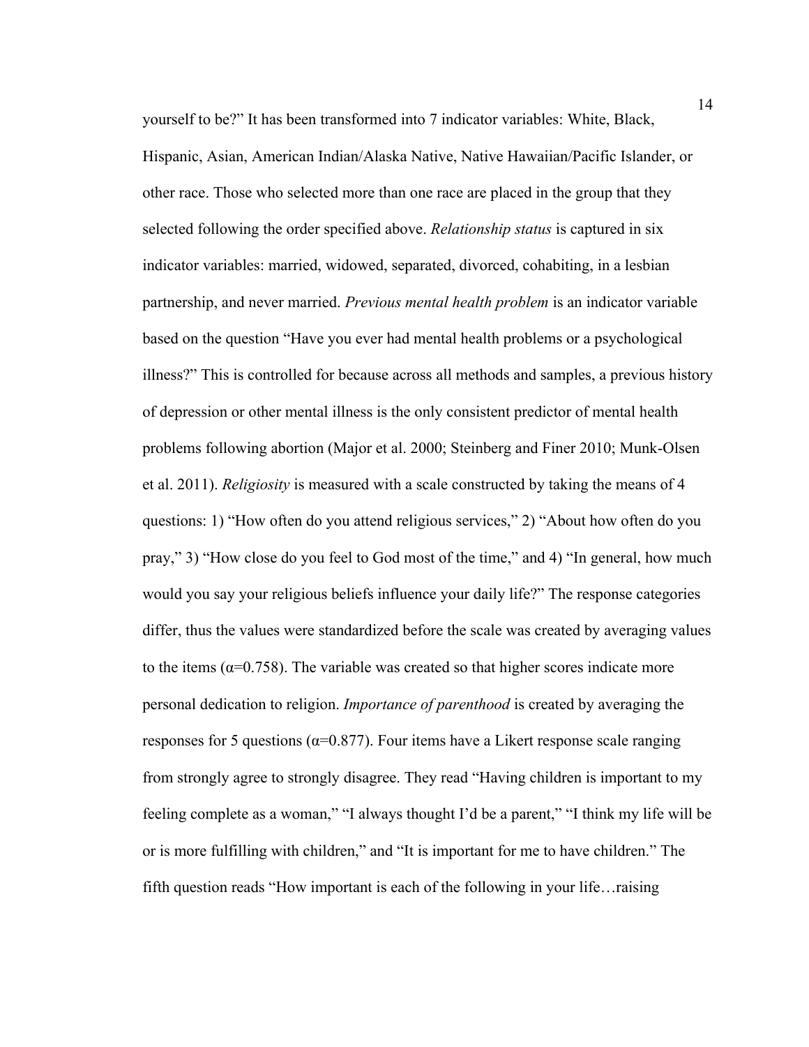yourself to be?" It has been transformed into 7 indicator variables: White, Black, Hispanic, Asian, American Indian/Alaska Native, Native Hawaiian/Pacific Islander, or other race. Those who selected more than one race are placed in the group that they selected following the order specified above. *Relationship status* is captured in six indicator variables: married, widowed, separated, divorced, cohabiting, in a lesbian partnership, and never married. *Previous mental health problem* is an indicator variable based on the question "Have you ever had mental health problems or a psychological illness?" This is controlled for because across all methods and samples, a previous history of depression or other mental illness is the only consistent predictor of mental health problems following abortion (Major et al. 2000; Steinberg and Finer 2010; Munk-Olsen et al. 2011). *Religiosity* is measured with a scale constructed by taking the means of 4 questions: 1) "How often do you attend religious services," 2) "About how often do you pray," 3) "How close do you feel to God most of the time," and 4) "In general, how much would you say your religious beliefs influence your daily life?" The response categories differ, thus the values were standardized before the scale was created by averaging values to the items ($\alpha$=0.758). The variable was created so that higher scores indicate more personal dedication to religion. *Importance of parenthood* is created by averaging the responses for 5 questions ($\alpha$=0.877). Four items have a Likert response scale ranging from strongly agree to strongly disagree. They read "Having children is important to my feeling complete as a woman," "I always thought I'd be a parent," "I think my life will be or is more fulfilling with children," and "It is important for me to have children." The fifth question reads "How important is each of the following in your life…raising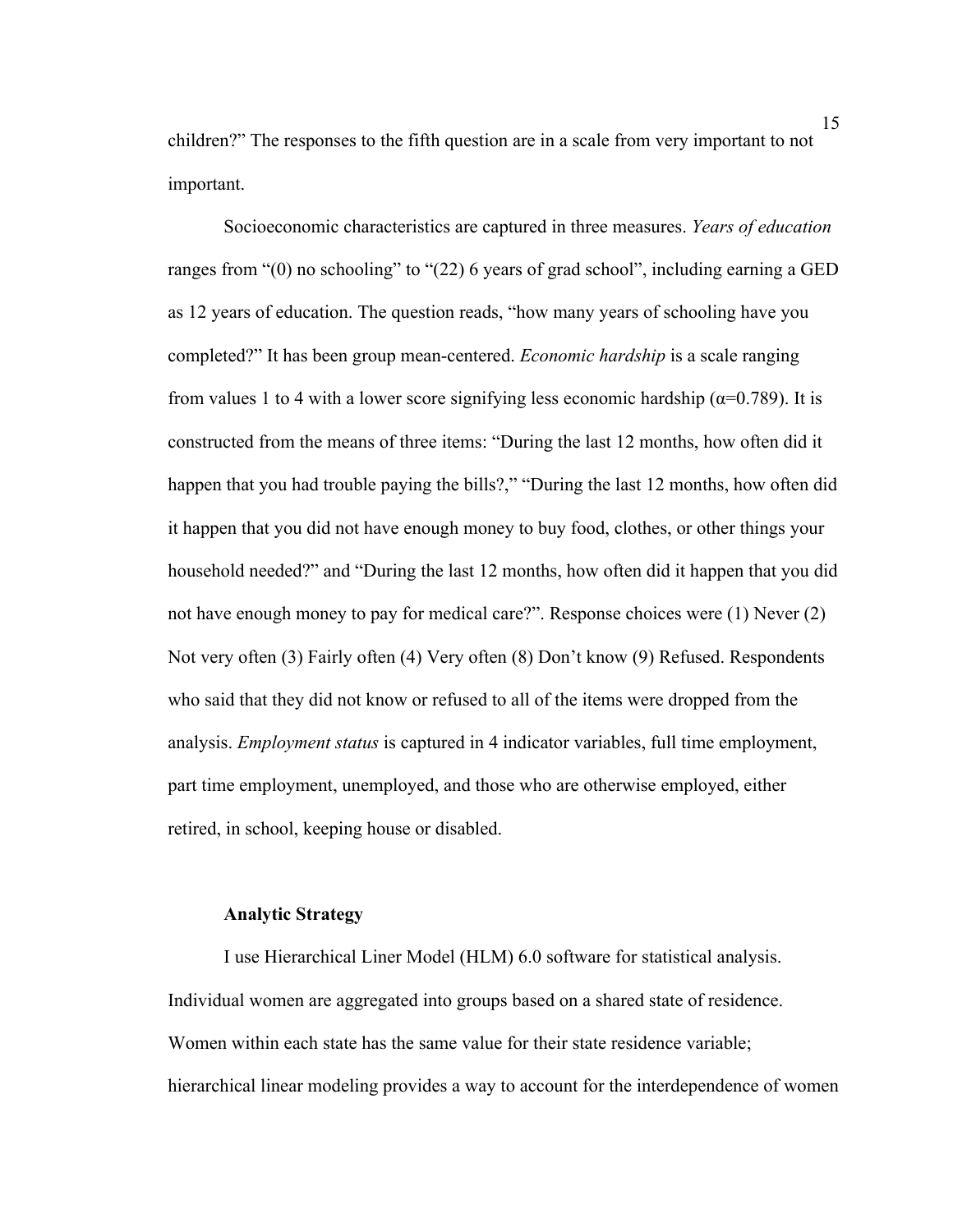children?" The responses to the fifth question are in a scale from very important to not important.

Socioeconomic characteristics are captured in three measures. *Years of education* ranges from "(0) no schooling" to "(22) 6 years of grad school", including earning a GED as 12 years of education. The question reads, "how many years of schooling have you completed?" It has been group mean-centered. *Economic hardship* is a scale ranging from values 1 to 4 with a lower score signifying less economic hardship (α=0.789). It is constructed from the means of three items: "During the last 12 months, how often did it happen that you had trouble paying the bills?," "During the last 12 months, how often did it happen that you did not have enough money to buy food, clothes, or other things your household needed?" and "During the last 12 months, how often did it happen that you did not have enough money to pay for medical care?". Response choices were (1) Never (2) Not very often (3) Fairly often (4) Very often (8) Don't know (9) Refused. Respondents who said that they did not know or refused to all of the items were dropped from the analysis. *Employment status* is captured in 4 indicator variables, full time employment, part time employment, unemployed, and those who are otherwise employed, either retired, in school, keeping house or disabled.

### Analytic Strategy

I use Hierarchical Liner Model (HLM) 6.0 software for statistical analysis. Individual women are aggregated into groups based on a shared state of residence. Women within each state has the same value for their state residence variable; hierarchical linear modeling provides a way to account for the interdependence of women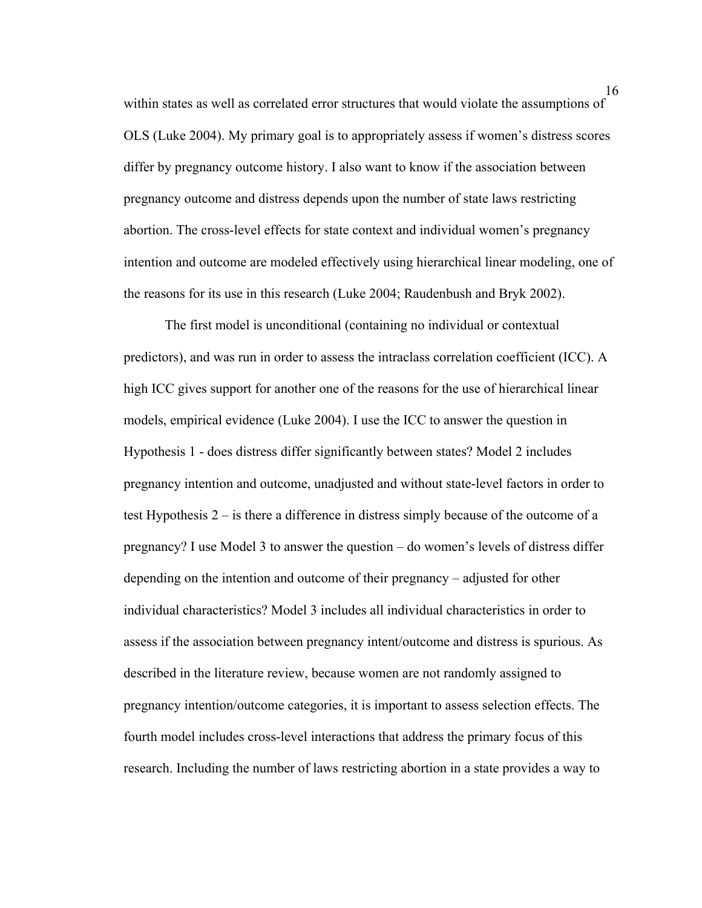within states as well as correlated error structures that would violate the assumptions of OLS (Luke 2004). My primary goal is to appropriately assess if women's distress scores differ by pregnancy outcome history. I also want to know if the association between pregnancy outcome and distress depends upon the number of state laws restricting abortion. The cross-level effects for state context and individual women's pregnancy intention and outcome are modeled effectively using hierarchical linear modeling, one of the reasons for its use in this research (Luke 2004; Raudenbush and Bryk 2002).

The first model is unconditional (containing no individual or contextual predictors), and was run in order to assess the intraclass correlation coefficient (ICC). A high ICC gives support for another one of the reasons for the use of hierarchical linear models, empirical evidence (Luke 2004). I use the ICC to answer the question in Hypothesis 1 - does distress differ significantly between states? Model 2 includes pregnancy intention and outcome, unadjusted and without state-level factors in order to test Hypothesis 2 – is there a difference in distress simply because of the outcome of a pregnancy? I use Model 3 to answer the question – do women's levels of distress differ depending on the intention and outcome of their pregnancy – adjusted for other individual characteristics? Model 3 includes all individual characteristics in order to assess if the association between pregnancy intent/outcome and distress is spurious. As described in the literature review, because women are not randomly assigned to pregnancy intention/outcome categories, it is important to assess selection effects. The fourth model includes cross-level interactions that address the primary focus of this research. Including the number of laws restricting abortion in a state provides a way to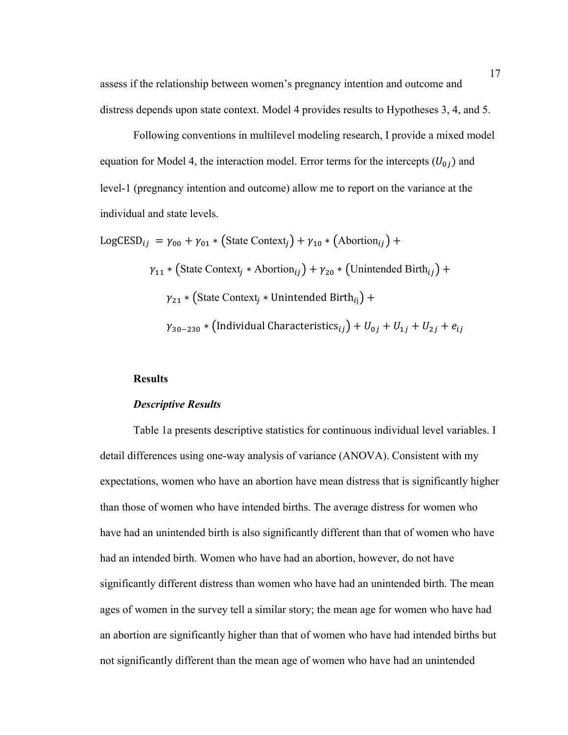assess if the relationship between women's pregnancy intention and outcome and distress depends upon state context. Model 4 provides results to Hypotheses 3, 4, and 5.

Following conventions in multilevel modeling research, I provide a mixed model equation for Model 4, the interaction model. Error terms for the intercepts ($U_{0j}$) and level-1 (pregnancy intention and outcome) allow me to report on the variance at the individual and state levels.

$$\text{LogCESD}_{ij} = \gamma_{00} + \gamma_{01} * (\text{State Context}_j) + \gamma_{10} * (\text{Abortion}_{ij}) +$$
$$\gamma_{11} * (\text{State Context}_j * \text{Abortion}_{ij}) + \gamma_{20} * (\text{Unintended Birth}_{ij}) +$$
$$\gamma_{21} * (\text{State Context}_j * \text{Unintended Birth}_{ij}) +$$
$$\gamma_{30-230} * (\text{Individual Characteristics}_{ij}) + U_{0j} + U_{1j} + U_{2j} + e_{ij}$$

## Results

### *Descriptive Results*

Table 1a presents descriptive statistics for continuous individual level variables. I detail differences using one-way analysis of variance (ANOVA). Consistent with my expectations, women who have an abortion have mean distress that is significantly higher than those of women who have intended births. The average distress for women who have had an unintended birth is also significantly different than that of women who have had an intended birth. Women who have had an abortion, however, do not have significantly different distress than women who have had an unintended birth. The mean ages of women in the survey tell a similar story; the mean age for women who have had an abortion are significantly higher than that of women who have had intended births but not significantly different than the mean age of women who have had an unintended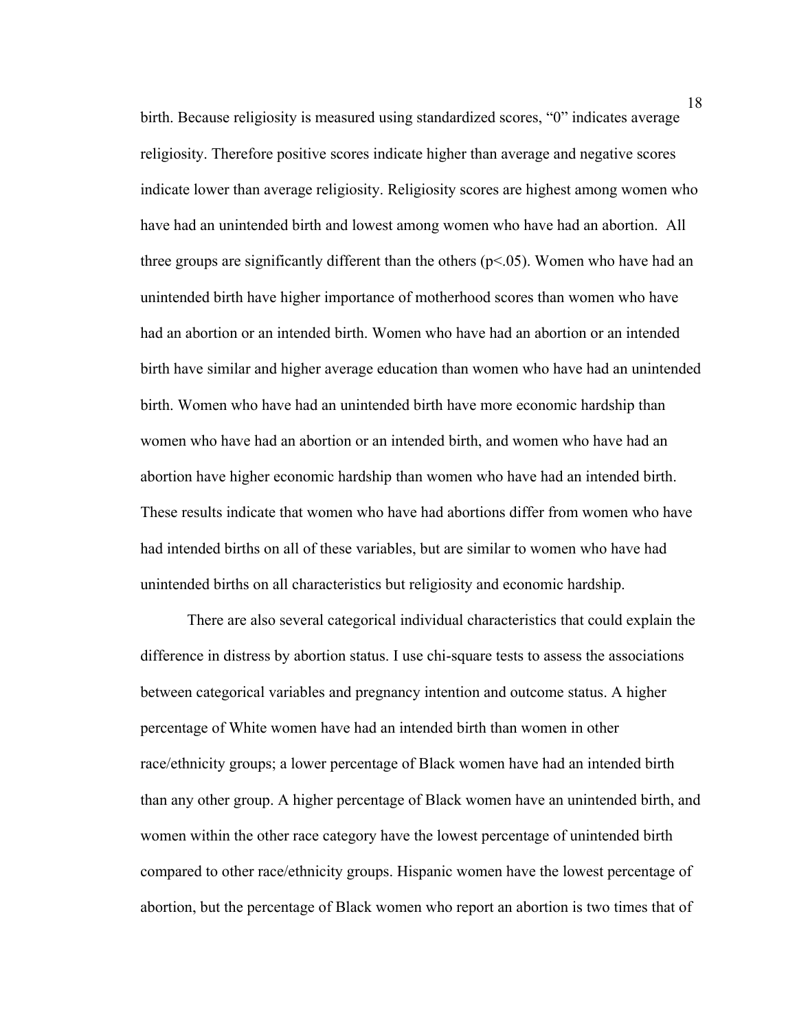birth. Because religiosity is measured using standardized scores, “0” indicates average religiosity. Therefore positive scores indicate higher than average and negative scores indicate lower than average religiosity. Religiosity scores are highest among women who have had an unintended birth and lowest among women who have had an abortion. All three groups are significantly different than the others ($p<.05$). Women who have had an unintended birth have higher importance of motherhood scores than women who have had an abortion or an intended birth. Women who have had an abortion or an intended birth have similar and higher average education than women who have had an unintended birth. Women who have had an unintended birth have more economic hardship than women who have had an abortion or an intended birth, and women who have had an abortion have higher economic hardship than women who have had an intended birth. These results indicate that women who have had abortions differ from women who have had intended births on all of these variables, but are similar to women who have had unintended births on all characteristics but religiosity and economic hardship.

There are also several categorical individual characteristics that could explain the difference in distress by abortion status. I use chi-square tests to assess the associations between categorical variables and pregnancy intention and outcome status. A higher percentage of White women have had an intended birth than women in other race/ethnicity groups; a lower percentage of Black women have had an intended birth than any other group. A higher percentage of Black women have an unintended birth, and women within the other race category have the lowest percentage of unintended birth compared to other race/ethnicity groups. Hispanic women have the lowest percentage of abortion, but the percentage of Black women who report an abortion is two times that of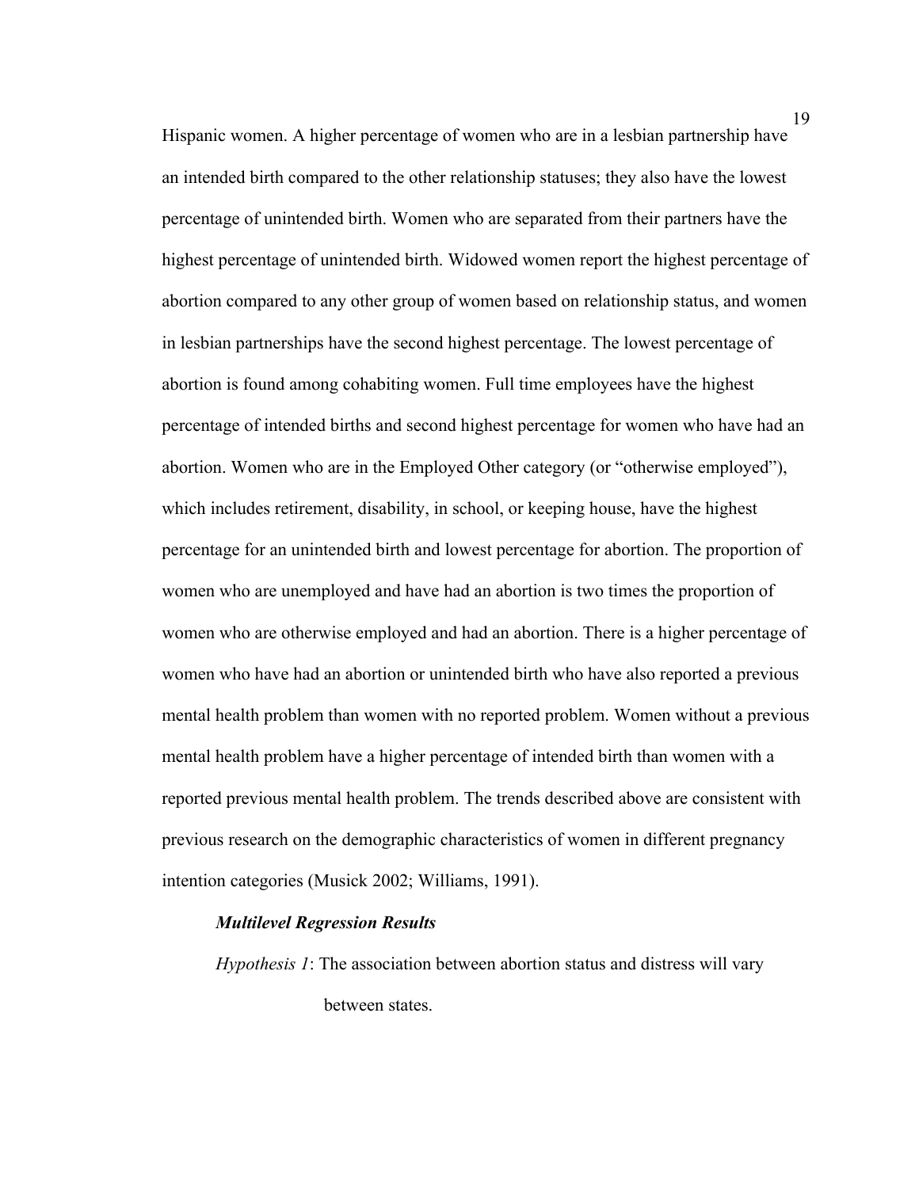Hispanic women. A higher percentage of women who are in a lesbian partnership have an intended birth compared to the other relationship statuses; they also have the lowest percentage of unintended birth. Women who are separated from their partners have the highest percentage of unintended birth. Widowed women report the highest percentage of abortion compared to any other group of women based on relationship status, and women in lesbian partnerships have the second highest percentage. The lowest percentage of abortion is found among cohabiting women. Full time employees have the highest percentage of intended births and second highest percentage for women who have had an abortion. Women who are in the Employed Other category (or "otherwise employed"), which includes retirement, disability, in school, or keeping house, have the highest percentage for an unintended birth and lowest percentage for abortion. The proportion of women who are unemployed and have had an abortion is two times the proportion of women who are otherwise employed and had an abortion. There is a higher percentage of women who have had an abortion or unintended birth who have also reported a previous mental health problem than women with no reported problem. Women without a previous mental health problem have a higher percentage of intended birth than women with a reported previous mental health problem. The trends described above are consistent with previous research on the demographic characteristics of women in different pregnancy intention categories (Musick 2002; Williams, 1991).

### *Multilevel Regression Results*

*Hypothesis 1*: The association between abortion status and distress will vary between states.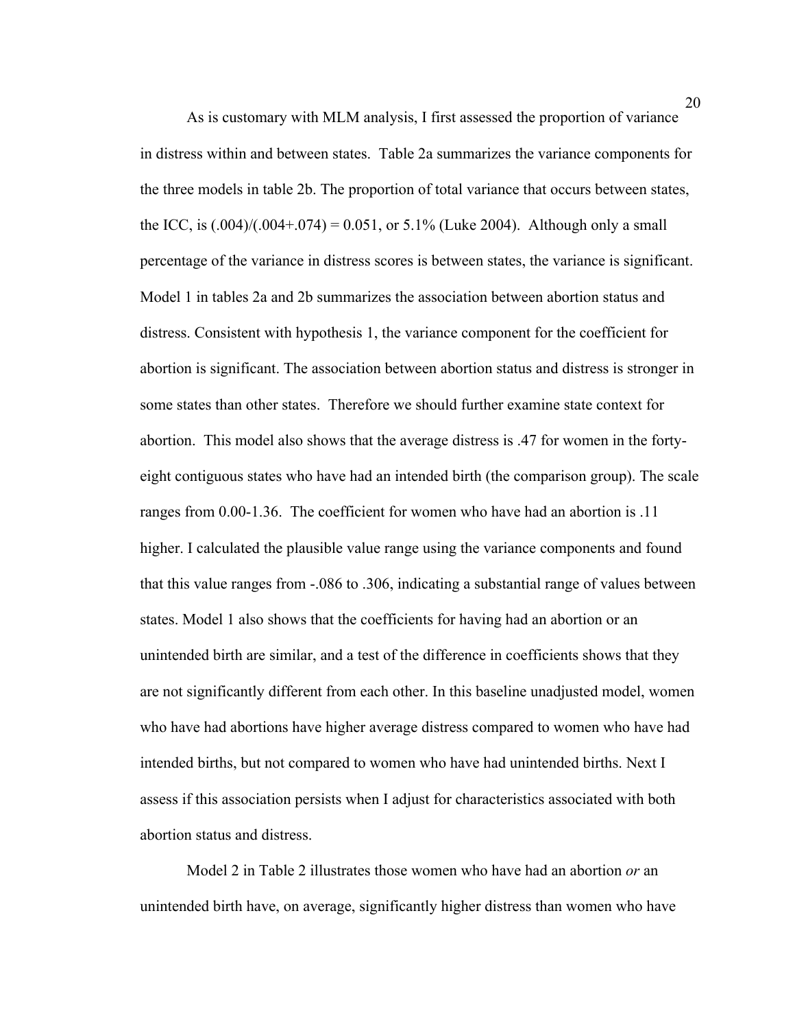As is customary with MLM analysis, I first assessed the proportion of variance in distress within and between states. Table 2a summarizes the variance components for the three models in table 2b. The proportion of total variance that occurs between states, the ICC, is $(.004)/(.004+.074) = 0.051$, or 5.1% (Luke 2004). Although only a small percentage of the variance in distress scores is between states, the variance is significant. Model 1 in tables 2a and 2b summarizes the association between abortion status and distress. Consistent with hypothesis 1, the variance component for the coefficient for abortion is significant. The association between abortion status and distress is stronger in some states than other states. Therefore we should further examine state context for abortion. This model also shows that the average distress is .47 for women in the forty-eight contiguous states who have had an intended birth (the comparison group). The scale ranges from 0.00-1.36. The coefficient for women who have had an abortion is .11 higher. I calculated the plausible value range using the variance components and found that this value ranges from -.086 to .306, indicating a substantial range of values between states. Model 1 also shows that the coefficients for having had an abortion or an unintended birth are similar, and a test of the difference in coefficients shows that they are not significantly different from each other. In this baseline unadjusted model, women who have had abortions have higher average distress compared to women who have had intended births, but not compared to women who have had unintended births. Next I assess if this association persists when I adjust for characteristics associated with both abortion status and distress.

Model 2 in Table 2 illustrates those women who have had an abortion *or* an unintended birth have, on average, significantly higher distress than women who have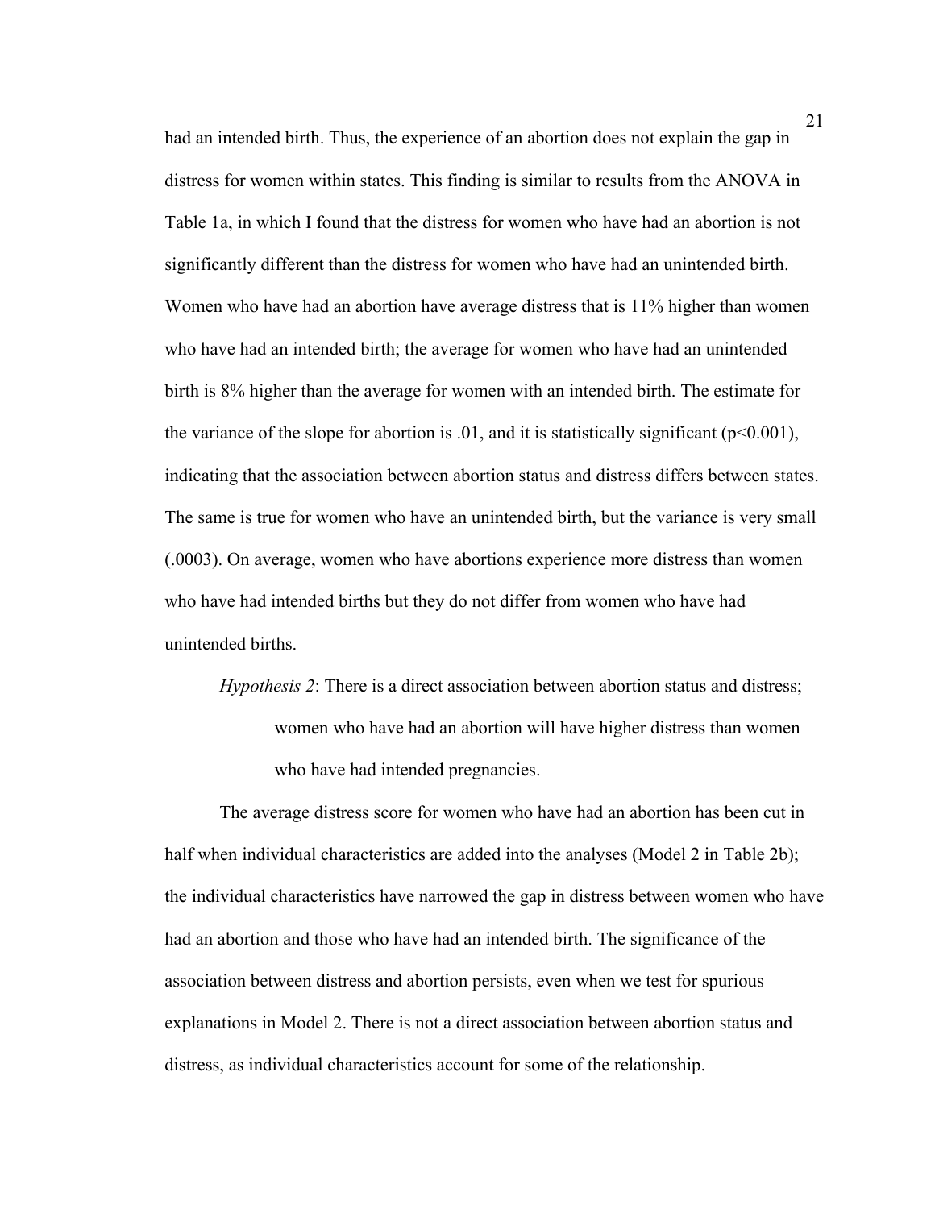had an intended birth. Thus, the experience of an abortion does not explain the gap in distress for women within states. This finding is similar to results from the ANOVA in Table 1a, in which I found that the distress for women who have had an abortion is not significantly different than the distress for women who have had an unintended birth. Women who have had an abortion have average distress that is 11% higher than women who have had an intended birth; the average for women who have had an unintended birth is 8% higher than the average for women with an intended birth. The estimate for the variance of the slope for abortion is .01, and it is statistically significant ($p<0.001$), indicating that the association between abortion status and distress differs between states. The same is true for women who have an unintended birth, but the variance is very small (.0003). On average, women who have abortions experience more distress than women who have had intended births but they do not differ from women who have had unintended births.

> *Hypothesis 2*: There is a direct association between abortion status and distress; women who have had an abortion will have higher distress than women who have had intended pregnancies.

The average distress score for women who have had an abortion has been cut in half when individual characteristics are added into the analyses (Model 2 in Table 2b); the individual characteristics have narrowed the gap in distress between women who have had an abortion and those who have had an intended birth. The significance of the association between distress and abortion persists, even when we test for spurious explanations in Model 2. There is not a direct association between abortion status and distress, as individual characteristics account for some of the relationship.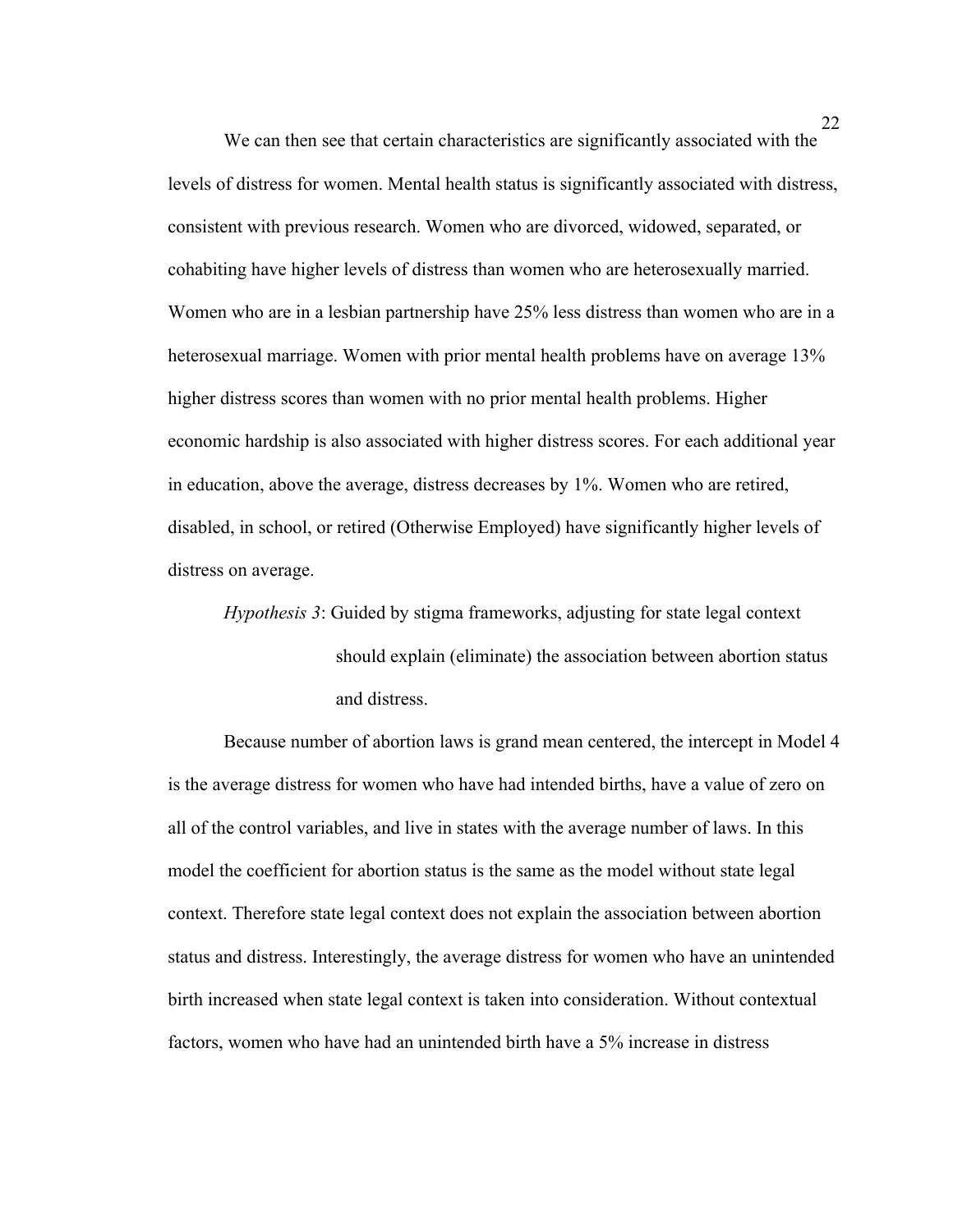We can then see that certain characteristics are significantly associated with the levels of distress for women. Mental health status is significantly associated with distress, consistent with previous research. Women who are divorced, widowed, separated, or cohabiting have higher levels of distress than women who are heterosexually married. Women who are in a lesbian partnership have 25% less distress than women who are in a heterosexual marriage. Women with prior mental health problems have on average 13% higher distress scores than women with no prior mental health problems. Higher economic hardship is also associated with higher distress scores. For each additional year in education, above the average, distress decreases by 1%. Women who are retired, disabled, in school, or retired (Otherwise Employed) have significantly higher levels of distress on average.

> *Hypothesis 3*: Guided by stigma frameworks, adjusting for state legal context should explain (eliminate) the association between abortion status and distress.

Because number of abortion laws is grand mean centered, the intercept in Model 4 is the average distress for women who have had intended births, have a value of zero on all of the control variables, and live in states with the average number of laws. In this model the coefficient for abortion status is the same as the model without state legal context. Therefore state legal context does not explain the association between abortion status and distress. Interestingly, the average distress for women who have an unintended birth increased when state legal context is taken into consideration. Without contextual factors, women who have had an unintended birth have a 5% increase in distress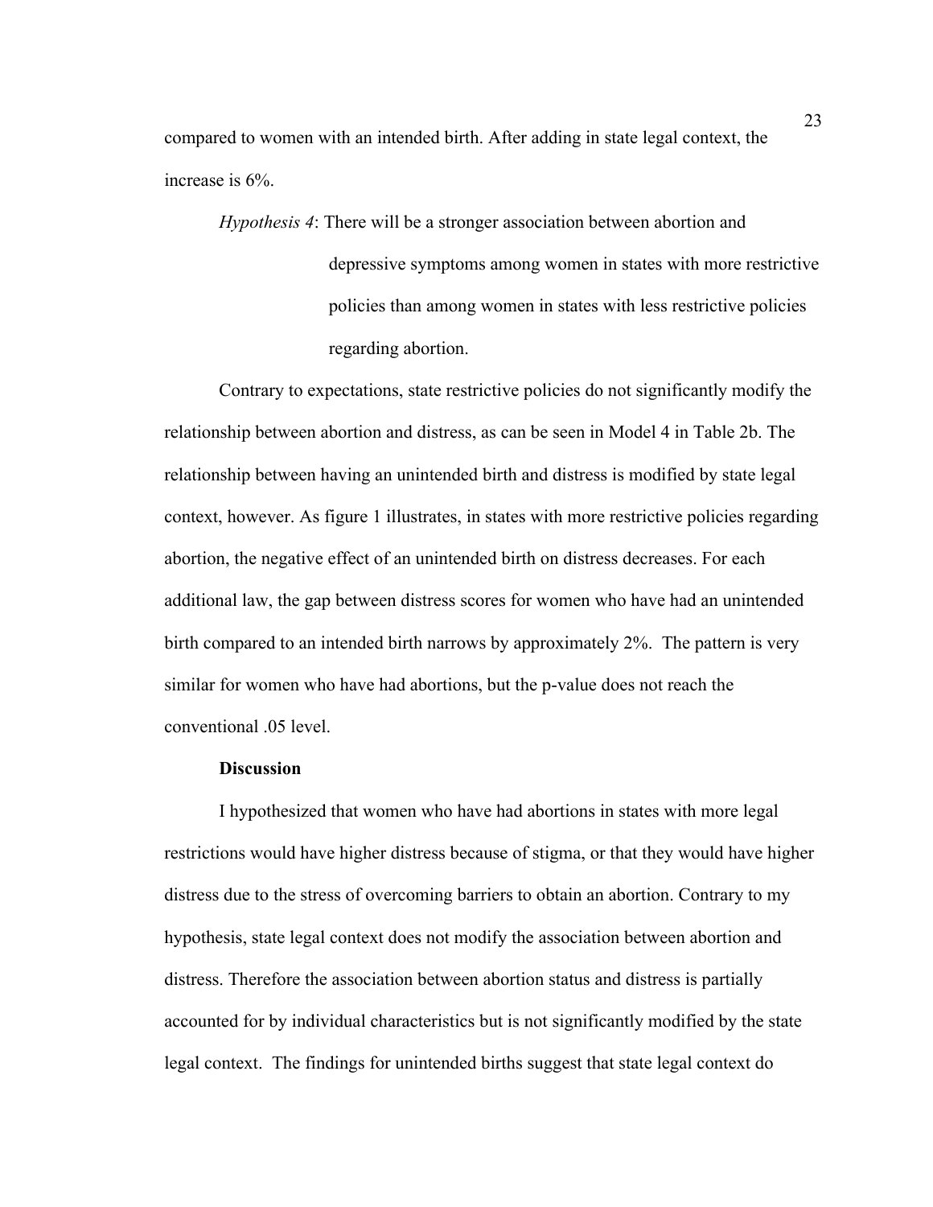compared to women with an intended birth. After adding in state legal context, the increase is 6%.

*Hypothesis 4*: There will be a stronger association between abortion and depressive symptoms among women in states with more restrictive policies than among women in states with less restrictive policies regarding abortion.

Contrary to expectations, state restrictive policies do not significantly modify the relationship between abortion and distress, as can be seen in Model 4 in Table 2b. The relationship between having an unintended birth and distress is modified by state legal context, however. As figure 1 illustrates, in states with more restrictive policies regarding abortion, the negative effect of an unintended birth on distress decreases. For each additional law, the gap between distress scores for women who have had an unintended birth compared to an intended birth narrows by approximately 2%. The pattern is very similar for women who have had abortions, but the p-value does not reach the conventional .05 level.

**Discussion**

I hypothesized that women who have had abortions in states with more legal restrictions would have higher distress because of stigma, or that they would have higher distress due to the stress of overcoming barriers to obtain an abortion. Contrary to my hypothesis, state legal context does not modify the association between abortion and distress. Therefore the association between abortion status and distress is partially accounted for by individual characteristics but is not significantly modified by the state legal context. The findings for unintended births suggest that state legal context do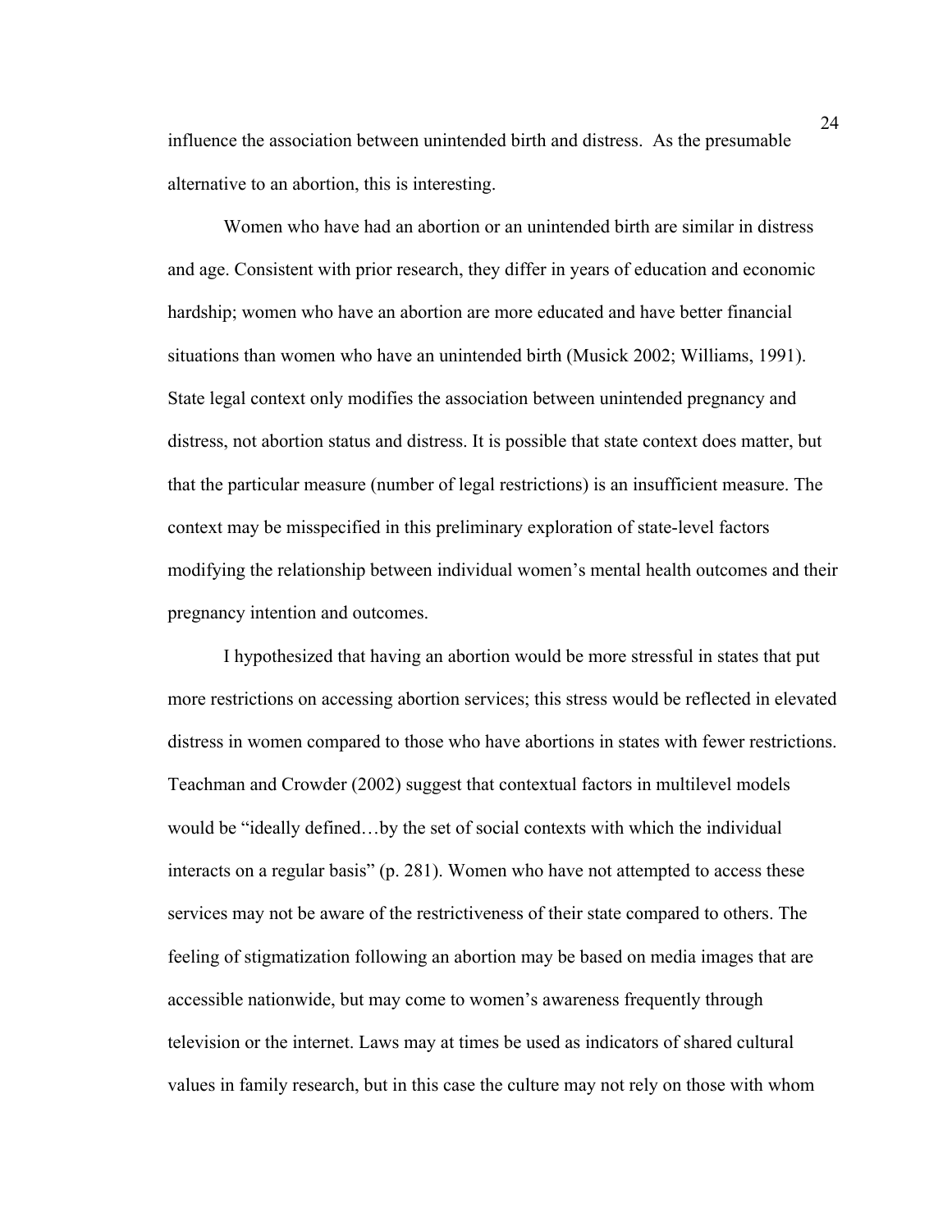influence the association between unintended birth and distress. As the presumable alternative to an abortion, this is interesting.

Women who have had an abortion or an unintended birth are similar in distress and age. Consistent with prior research, they differ in years of education and economic hardship; women who have an abortion are more educated and have better financial situations than women who have an unintended birth (Musick 2002; Williams, 1991). State legal context only modifies the association between unintended pregnancy and distress, not abortion status and distress. It is possible that state context does matter, but that the particular measure (number of legal restrictions) is an insufficient measure. The context may be misspecified in this preliminary exploration of state-level factors modifying the relationship between individual women's mental health outcomes and their pregnancy intention and outcomes.

I hypothesized that having an abortion would be more stressful in states that put more restrictions on accessing abortion services; this stress would be reflected in elevated distress in women compared to those who have abortions in states with fewer restrictions. Teachman and Crowder (2002) suggest that contextual factors in multilevel models would be "ideally defined…by the set of social contexts with which the individual interacts on a regular basis" (p. 281). Women who have not attempted to access these services may not be aware of the restrictiveness of their state compared to others. The feeling of stigmatization following an abortion may be based on media images that are accessible nationwide, but may come to women's awareness frequently through television or the internet. Laws may at times be used as indicators of shared cultural values in family research, but in this case the culture may not rely on those with whom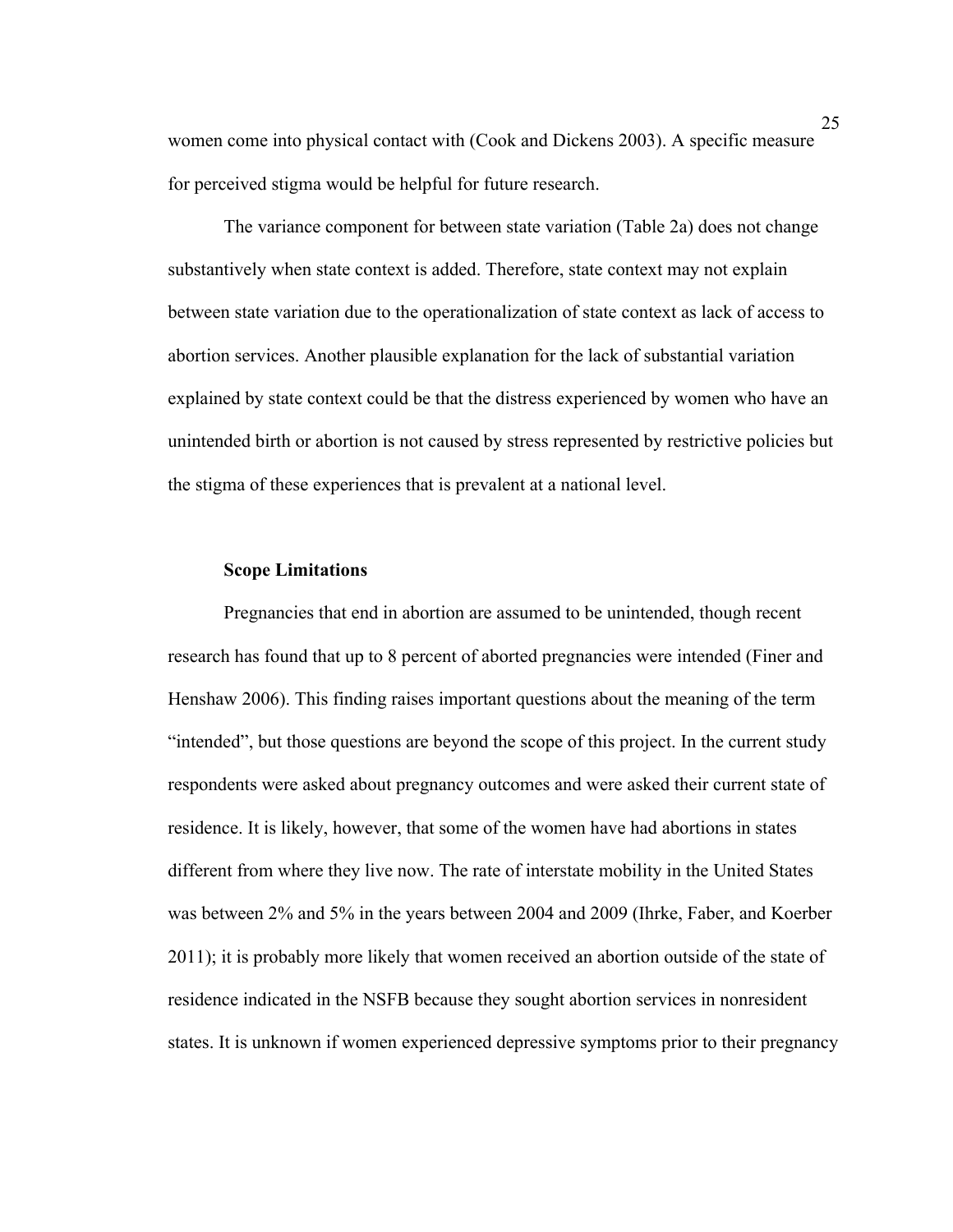women come into physical contact with (Cook and Dickens 2003). A specific measure for perceived stigma would be helpful for future research.

The variance component for between state variation (Table 2a) does not change substantively when state context is added. Therefore, state context may not explain between state variation due to the operationalization of state context as lack of access to abortion services. Another plausible explanation for the lack of substantial variation explained by state context could be that the distress experienced by women who have an unintended birth or abortion is not caused by stress represented by restrictive policies but the stigma of these experiences that is prevalent at a national level.

**Scope Limitations**

Pregnancies that end in abortion are assumed to be unintended, though recent research has found that up to 8 percent of aborted pregnancies were intended (Finer and Henshaw 2006). This finding raises important questions about the meaning of the term "intended", but those questions are beyond the scope of this project. In the current study respondents were asked about pregnancy outcomes and were asked their current state of residence. It is likely, however, that some of the women have had abortions in states different from where they live now. The rate of interstate mobility in the United States was between 2% and 5% in the years between 2004 and 2009 (Ihrke, Faber, and Koerber 2011); it is probably more likely that women received an abortion outside of the state of residence indicated in the NSFB because they sought abortion services in nonresident states. It is unknown if women experienced depressive symptoms prior to their pregnancy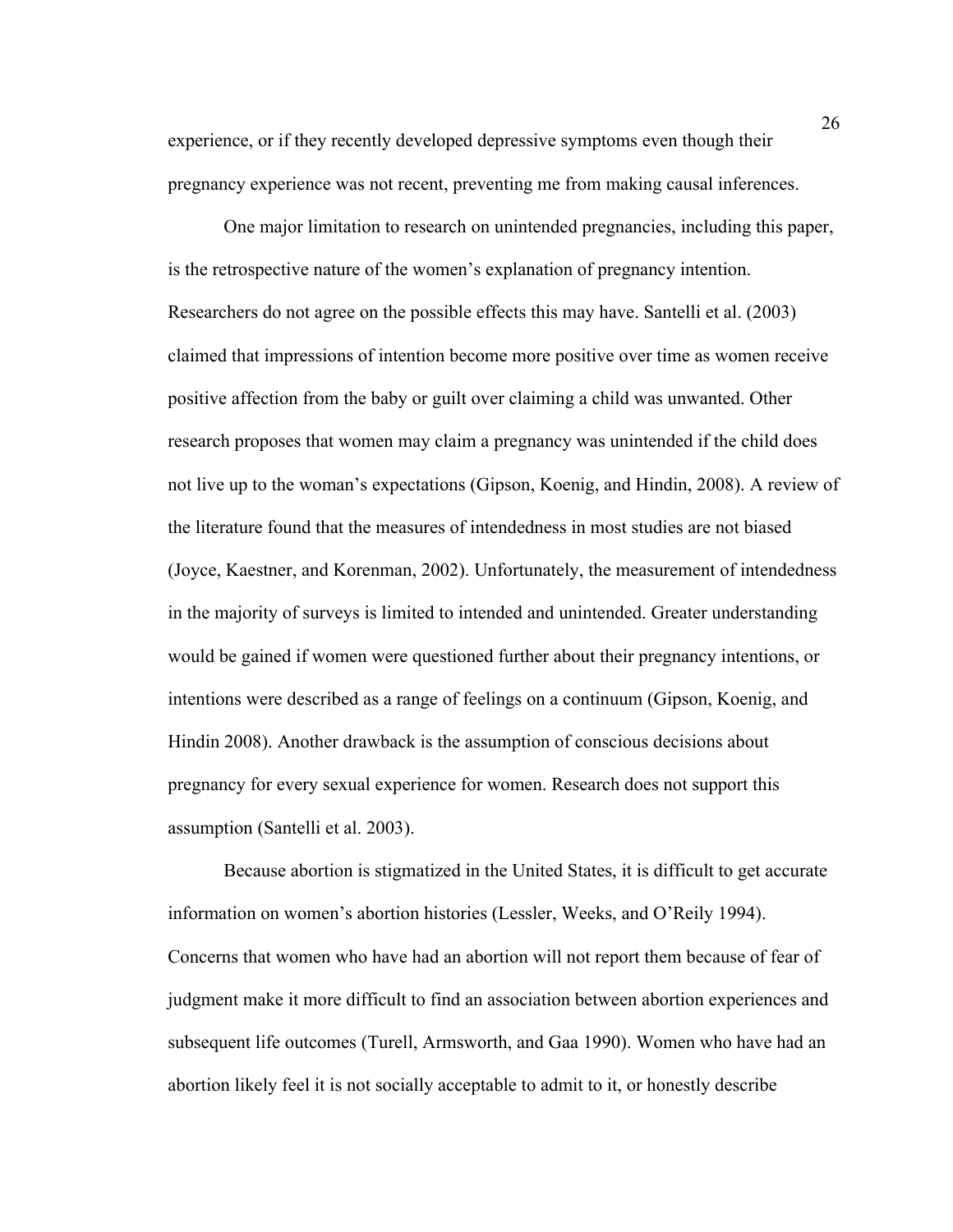experience, or if they recently developed depressive symptoms even though their pregnancy experience was not recent, preventing me from making causal inferences.

One major limitation to research on unintended pregnancies, including this paper, is the retrospective nature of the women's explanation of pregnancy intention. Researchers do not agree on the possible effects this may have. Santelli et al. (2003) claimed that impressions of intention become more positive over time as women receive positive affection from the baby or guilt over claiming a child was unwanted. Other research proposes that women may claim a pregnancy was unintended if the child does not live up to the woman's expectations (Gipson, Koenig, and Hindin, 2008). A review of the literature found that the measures of intendedness in most studies are not biased (Joyce, Kaestner, and Korenman, 2002). Unfortunately, the measurement of intendedness in the majority of surveys is limited to intended and unintended. Greater understanding would be gained if women were questioned further about their pregnancy intentions, or intentions were described as a range of feelings on a continuum (Gipson, Koenig, and Hindin 2008). Another drawback is the assumption of conscious decisions about pregnancy for every sexual experience for women. Research does not support this assumption (Santelli et al. 2003).

Because abortion is stigmatized in the United States, it is difficult to get accurate information on women's abortion histories (Lessler, Weeks, and O'Reily 1994). Concerns that women who have had an abortion will not report them because of fear of judgment make it more difficult to find an association between abortion experiences and subsequent life outcomes (Turell, Armsworth, and Gaa 1990). Women who have had an abortion likely feel it is not socially acceptable to admit to it, or honestly describe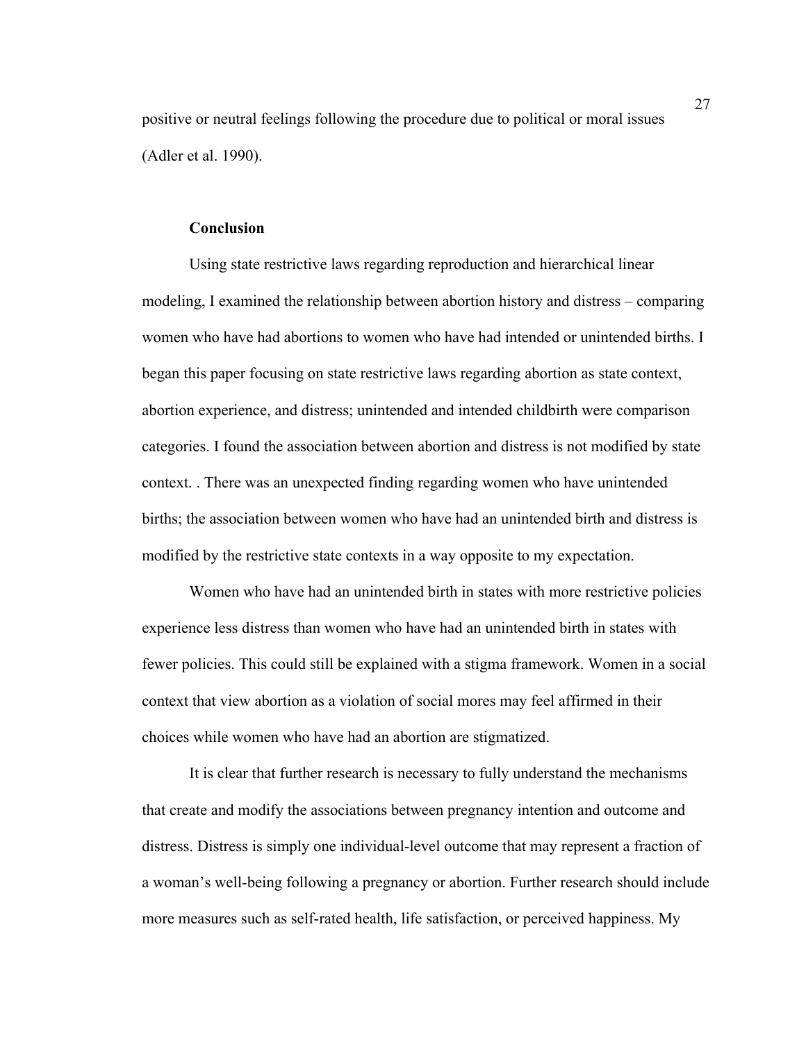positive or neutral feelings following the procedure due to political or moral issues (Adler et al. 1990).

## Conclusion

Using state restrictive laws regarding reproduction and hierarchical linear modeling, I examined the relationship between abortion history and distress – comparing women who have had abortions to women who have had intended or unintended births. I began this paper focusing on state restrictive laws regarding abortion as state context, abortion experience, and distress; unintended and intended childbirth were comparison categories. I found the association between abortion and distress is not modified by state context. . There was an unexpected finding regarding women who have unintended births; the association between women who have had an unintended birth and distress is modified by the restrictive state contexts in a way opposite to my expectation.

Women who have had an unintended birth in states with more restrictive policies experience less distress than women who have had an unintended birth in states with fewer policies. This could still be explained with a stigma framework. Women in a social context that view abortion as a violation of social mores may feel affirmed in their choices while women who have had an abortion are stigmatized.

It is clear that further research is necessary to fully understand the mechanisms that create and modify the associations between pregnancy intention and outcome and distress. Distress is simply one individual-level outcome that may represent a fraction of a woman's well-being following a pregnancy or abortion. Further research should include more measures such as self-rated health, life satisfaction, or perceived happiness. My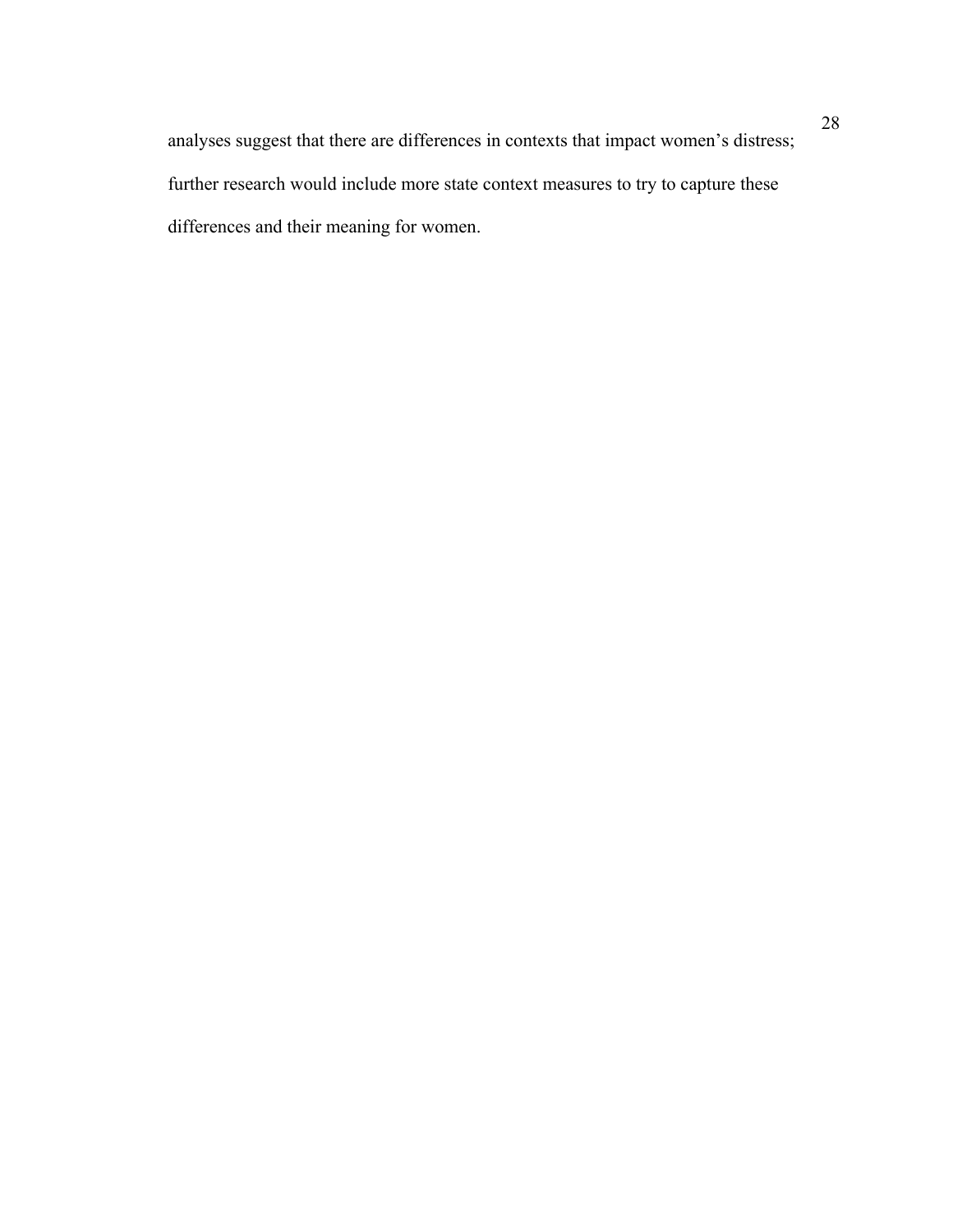analyses suggest that there are differences in contexts that impact women's distress; further research would include more state context measures to try to capture these differences and their meaning for women.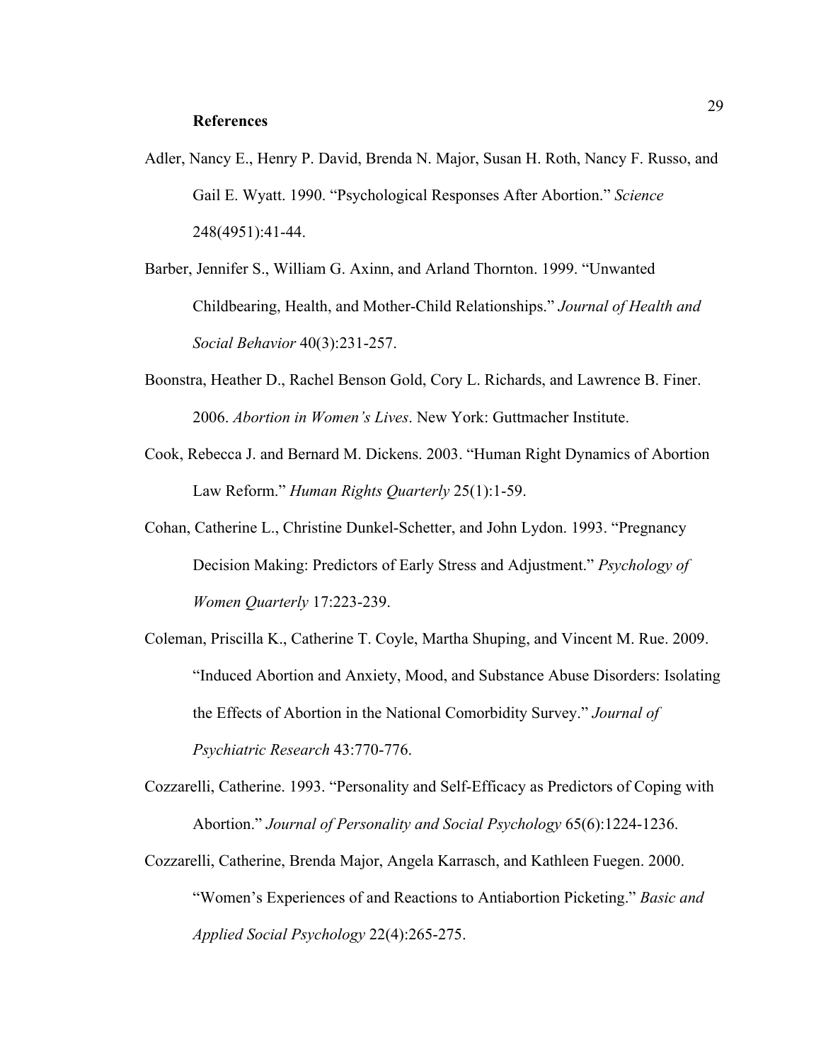## References

Adler, Nancy E., Henry P. David, Brenda N. Major, Susan H. Roth, Nancy F. Russo, and Gail E. Wyatt. 1990. "Psychological Responses After Abortion." *Science* 248(4951):41-44.

Barber, Jennifer S., William G. Axinn, and Arland Thornton. 1999. "Unwanted Childbearing, Health, and Mother-Child Relationships." *Journal of Health and Social Behavior* 40(3):231-257.

Boonstra, Heather D., Rachel Benson Gold, Cory L. Richards, and Lawrence B. Finer. 2006. *Abortion in Women's Lives*. New York: Guttmacher Institute.

Cook, Rebecca J. and Bernard M. Dickens. 2003. "Human Right Dynamics of Abortion Law Reform." *Human Rights Quarterly* 25(1):1-59.

Cohan, Catherine L., Christine Dunkel-Schetter, and John Lydon. 1993. "Pregnancy Decision Making: Predictors of Early Stress and Adjustment." *Psychology of Women Quarterly* 17:223-239.

Coleman, Priscilla K., Catherine T. Coyle, Martha Shuping, and Vincent M. Rue. 2009. "Induced Abortion and Anxiety, Mood, and Substance Abuse Disorders: Isolating the Effects of Abortion in the National Comorbidity Survey." *Journal of Psychiatric Research* 43:770-776.

Cozzarelli, Catherine. 1993. "Personality and Self-Efficacy as Predictors of Coping with Abortion." *Journal of Personality and Social Psychology* 65(6):1224-1236.

Cozzarelli, Catherine, Brenda Major, Angela Karrasch, and Kathleen Fuegen. 2000. "Women's Experiences of and Reactions to Antiabortion Picketing." *Basic and Applied Social Psychology* 22(4):265-275.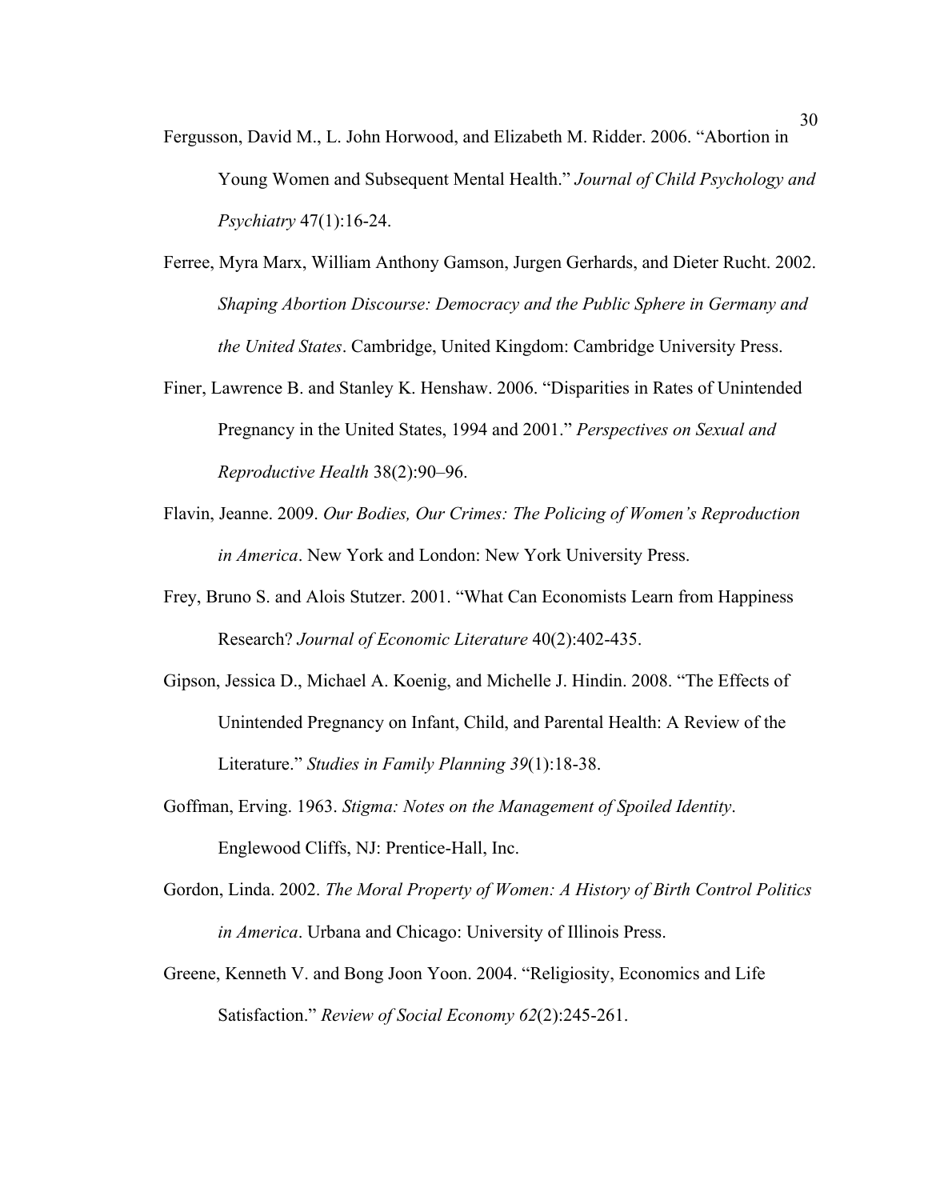Fergusson, David M., L. John Horwood, and Elizabeth M. Ridder. 2006. "Abortion in Young Women and Subsequent Mental Health." *Journal of Child Psychology and Psychiatry* 47(1):16-24.

Ferree, Myra Marx, William Anthony Gamson, Jurgen Gerhards, and Dieter Rucht. 2002. *Shaping Abortion Discourse: Democracy and the Public Sphere in Germany and the United States*. Cambridge, United Kingdom: Cambridge University Press.

Finer, Lawrence B. and Stanley K. Henshaw. 2006. "Disparities in Rates of Unintended Pregnancy in the United States, 1994 and 2001." *Perspectives on Sexual and Reproductive Health* 38(2):90–96.

Flavin, Jeanne. 2009. *Our Bodies, Our Crimes: The Policing of Women's Reproduction in America*. New York and London: New York University Press.

Frey, Bruno S. and Alois Stutzer. 2001. "What Can Economists Learn from Happiness Research? *Journal of Economic Literature* 40(2):402-435.

Gipson, Jessica D., Michael A. Koenig, and Michelle J. Hindin. 2008. "The Effects of Unintended Pregnancy on Infant, Child, and Parental Health: A Review of the Literature." *Studies in Family Planning 39*(1):18-38.

Goffman, Erving. 1963. *Stigma: Notes on the Management of Spoiled Identity*. Englewood Cliffs, NJ: Prentice-Hall, Inc.

Gordon, Linda. 2002. *The Moral Property of Women: A History of Birth Control Politics in America*. Urbana and Chicago: University of Illinois Press.

Greene, Kenneth V. and Bong Joon Yoon. 2004. "Religiosity, Economics and Life Satisfaction." *Review of Social Economy 62*(2):245-261.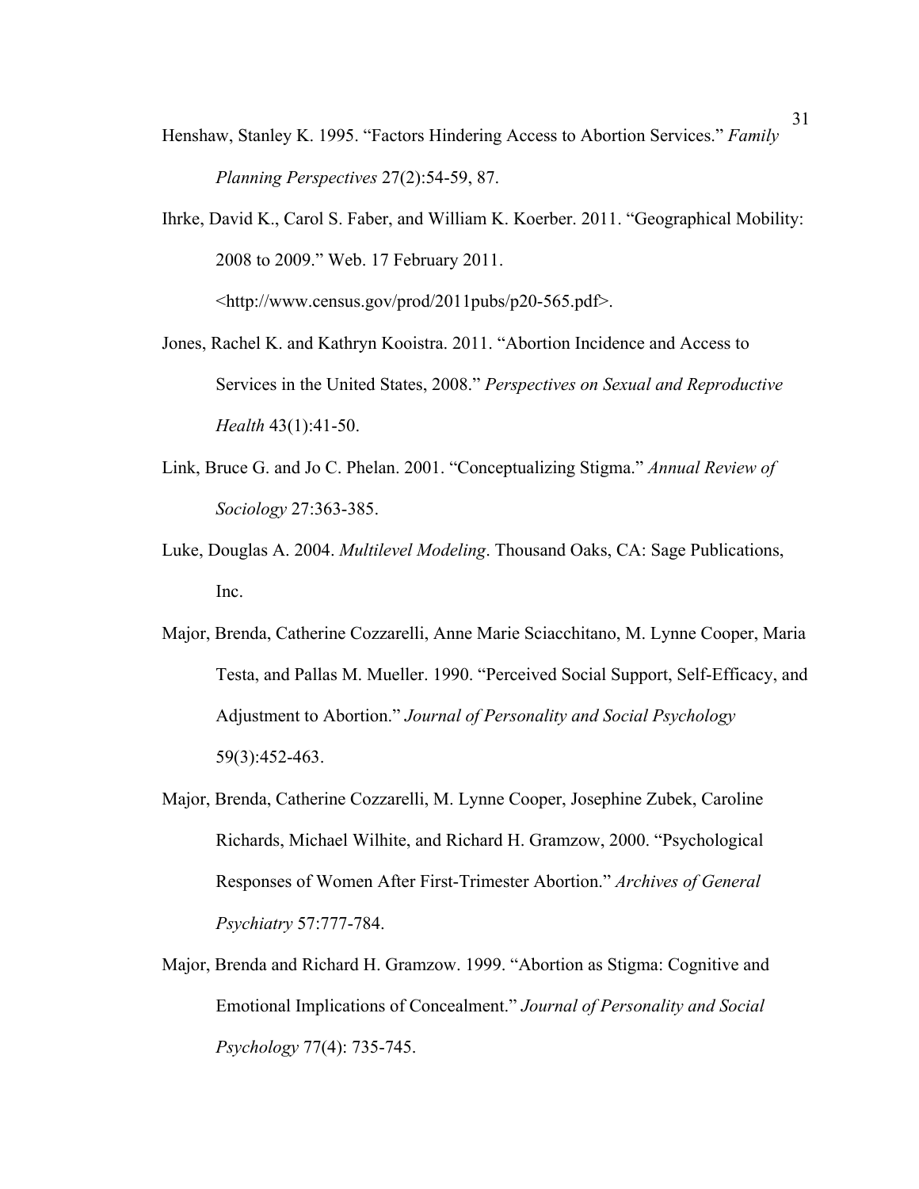Henshaw, Stanley K. 1995. "Factors Hindering Access to Abortion Services." *Family Planning Perspectives* 27(2):54-59, 87.

Ihrke, David K., Carol S. Faber, and William K. Koerber. 2011. "Geographical Mobility: 2008 to 2009." Web. 17 February 2011. <http://www.census.gov/prod/2011pubs/p20-565.pdf>.

Jones, Rachel K. and Kathryn Kooistra. 2011. "Abortion Incidence and Access to Services in the United States, 2008." *Perspectives on Sexual and Reproductive Health* 43(1):41-50.

Link, Bruce G. and Jo C. Phelan. 2001. "Conceptualizing Stigma." *Annual Review of Sociology* 27:363-385.

Luke, Douglas A. 2004. *Multilevel Modeling*. Thousand Oaks, CA: Sage Publications, Inc.

Major, Brenda, Catherine Cozzarelli, Anne Marie Sciacchitano, M. Lynne Cooper, Maria Testa, and Pallas M. Mueller. 1990. "Perceived Social Support, Self-Efficacy, and Adjustment to Abortion." *Journal of Personality and Social Psychology* 59(3):452-463.

Major, Brenda, Catherine Cozzarelli, M. Lynne Cooper, Josephine Zubek, Caroline Richards, Michael Wilhite, and Richard H. Gramzow, 2000. "Psychological Responses of Women After First-Trimester Abortion." *Archives of General Psychiatry* 57:777-784.

Major, Brenda and Richard H. Gramzow. 1999. "Abortion as Stigma: Cognitive and Emotional Implications of Concealment." *Journal of Personality and Social Psychology* 77(4): 735-745.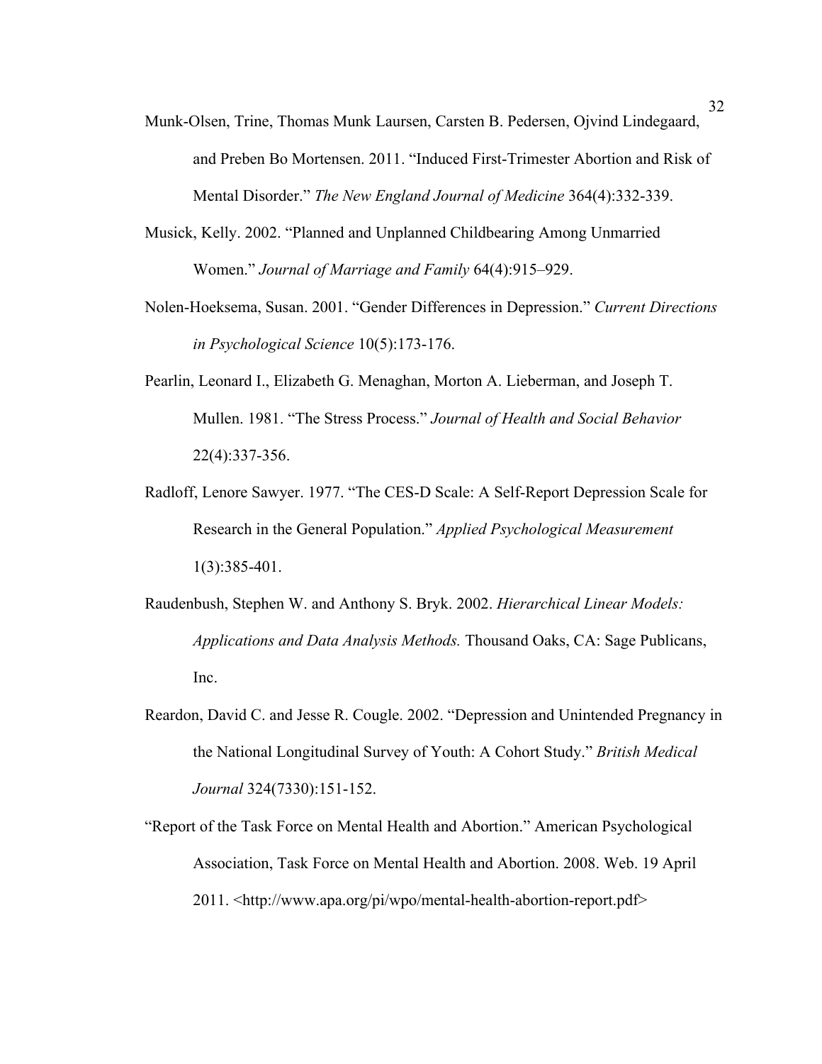Munk-Olsen, Trine, Thomas Munk Laursen, Carsten B. Pedersen, Ojvind Lindegaard, and Preben Bo Mortensen. 2011. "Induced First-Trimester Abortion and Risk of Mental Disorder." *The New England Journal of Medicine* 364(4):332-339.

Musick, Kelly. 2002. "Planned and Unplanned Childbearing Among Unmarried Women." *Journal of Marriage and Family* 64(4):915–929.

Nolen-Hoeksema, Susan. 2001. "Gender Differences in Depression." *Current Directions in Psychological Science* 10(5):173-176.

Pearlin, Leonard I., Elizabeth G. Menaghan, Morton A. Lieberman, and Joseph T. Mullen. 1981. "The Stress Process." *Journal of Health and Social Behavior* 22(4):337-356.

Radloff, Lenore Sawyer. 1977. "The CES-D Scale: A Self-Report Depression Scale for Research in the General Population." *Applied Psychological Measurement* 1(3):385-401.

Raudenbush, Stephen W. and Anthony S. Bryk. 2002. *Hierarchical Linear Models: Applications and Data Analysis Methods.* Thousand Oaks, CA: Sage Publicans, Inc.

Reardon, David C. and Jesse R. Cougle. 2002. "Depression and Unintended Pregnancy in the National Longitudinal Survey of Youth: A Cohort Study." *British Medical Journal* 324(7330):151-152.

"Report of the Task Force on Mental Health and Abortion." American Psychological Association, Task Force on Mental Health and Abortion. 2008. Web. 19 April 2011. <http://www.apa.org/pi/wpo/mental-health-abortion-report.pdf>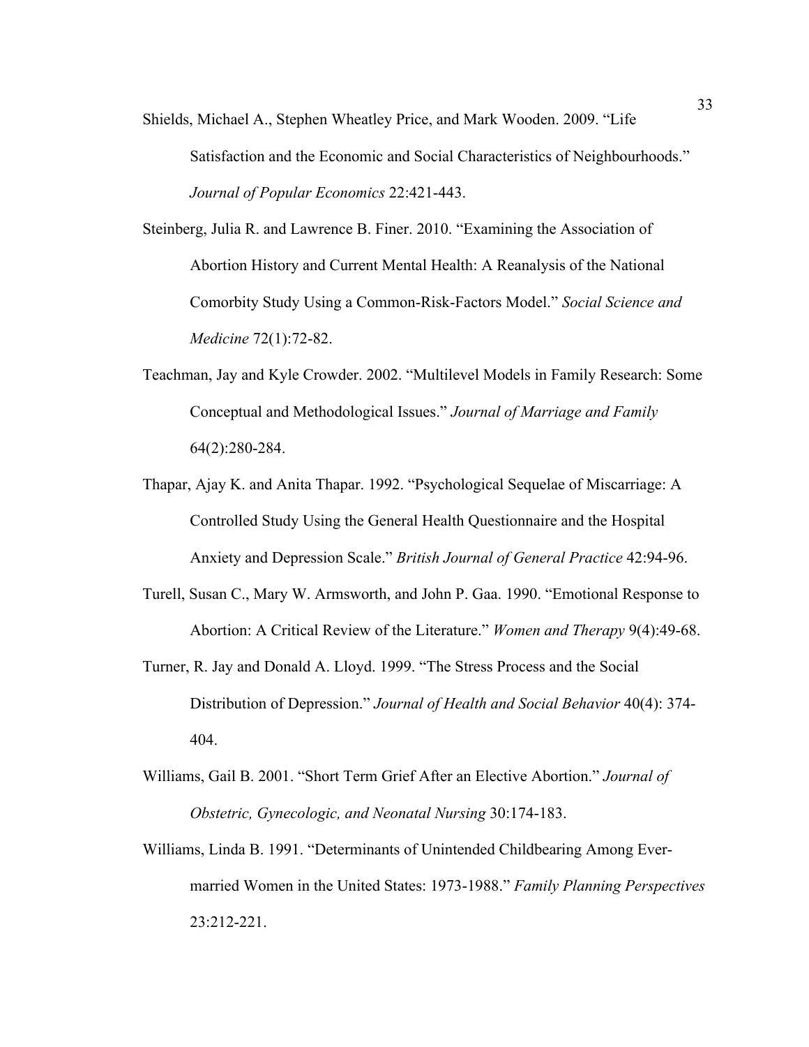Shields, Michael A., Stephen Wheatley Price, and Mark Wooden. 2009. “Life Satisfaction and the Economic and Social Characteristics of Neighbourhoods.” *Journal of Popular Economics* 22:421-443.

Steinberg, Julia R. and Lawrence B. Finer. 2010. “Examining the Association of Abortion History and Current Mental Health: A Reanalysis of the National Comorbity Study Using a Common-Risk-Factors Model.” *Social Science and Medicine* 72(1):72-82.

Teachman, Jay and Kyle Crowder. 2002. “Multilevel Models in Family Research: Some Conceptual and Methodological Issues.” *Journal of Marriage and Family* 64(2):280-284.

Thapar, Ajay K. and Anita Thapar. 1992. “Psychological Sequelae of Miscarriage: A Controlled Study Using the General Health Questionnaire and the Hospital Anxiety and Depression Scale.” *British Journal of General Practice* 42:94-96.

Turell, Susan C., Mary W. Armsworth, and John P. Gaa. 1990. “Emotional Response to Abortion: A Critical Review of the Literature.” *Women and Therapy* 9(4):49-68.

Turner, R. Jay and Donald A. Lloyd. 1999. “The Stress Process and the Social Distribution of Depression.” *Journal of Health and Social Behavior* 40(4): 374-404.

Williams, Gail B. 2001. “Short Term Grief After an Elective Abortion.” *Journal of Obstetric, Gynecologic, and Neonatal Nursing* 30:174-183.

Williams, Linda B. 1991. “Determinants of Unintended Childbearing Among Ever-married Women in the United States: 1973-1988.” *Family Planning Perspectives* 23:212-221.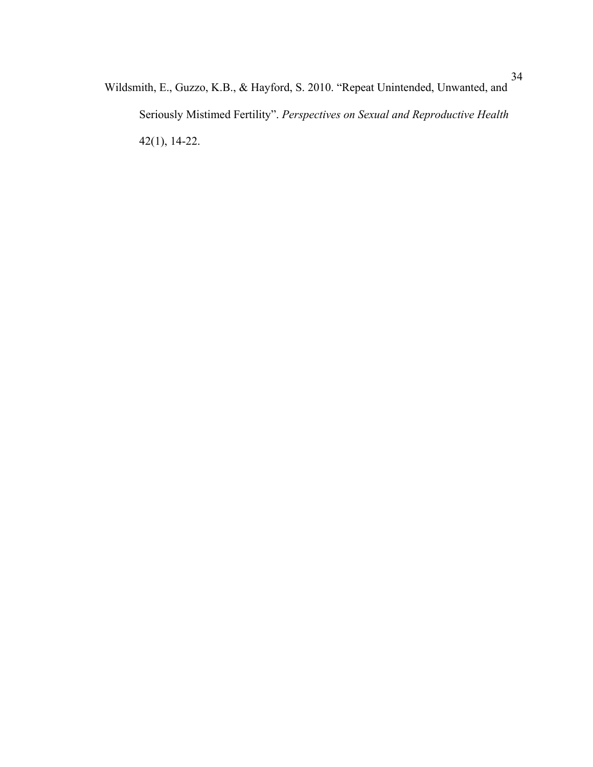Wildsmith, E., Guzzo, K.B., & Hayford, S. 2010. "Repeat Unintended, Unwanted, and Seriously Mistimed Fertility". *Perspectives on Sexual and Reproductive Health* 42(1), 14-22.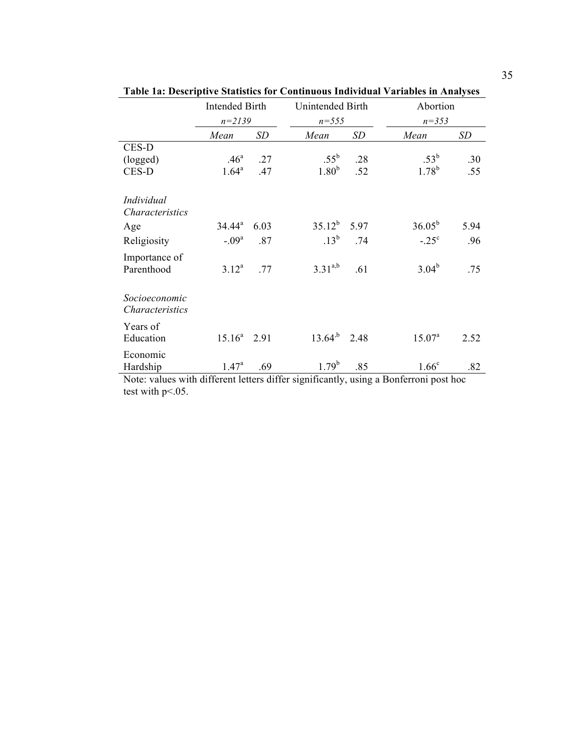**Table 1a: Descriptive Statistics for Continuous Individual Variables in Analyses**

| | Intended Birth | | Unintended Birth | | Abortion | |
|---|---|---|---|---|---|---|
| | *n=2139* | | *n=555* | | *n=353* | |
| | *Mean* | *SD* | *Mean* | *SD* | *Mean* | *SD* |
| CES-D (logged) | .46[a] | .27 | .55[b] | .28 | .53[b] | .30 |
| CES-D | 1.64[a] | .47 | 1.80[b] | .52 | 1.78[b] | .55 |
| *Individual Characteristics* | | | | | | |
| Age | 34.44[a] | 6.03 | 35.12[b] | 5.97 | 36.05[b] | 5.94 |
| Religiosity | -.09[a] | .87 | .13[b] | .74 | -.25[c] | .96 |
| Importance of Parenthood | 3.12[a] | .77 | 3.31[a,b] | .61 | 3.04[b] | .75 |
| *Socioeconomic Characteristics* | | | | | | |
| Years of Education | 15.16[a] | 2.91 | 13.64[,b] | 2.48 | 15.07[a] | 2.52 |
| Economic Hardship | 1.47[a] | .69 | 1.79[b] | .85 | 1.66[c] | .82 |

Note: values with different letters differ significantly, using a Bonferroni post hoc test with $p<.05$.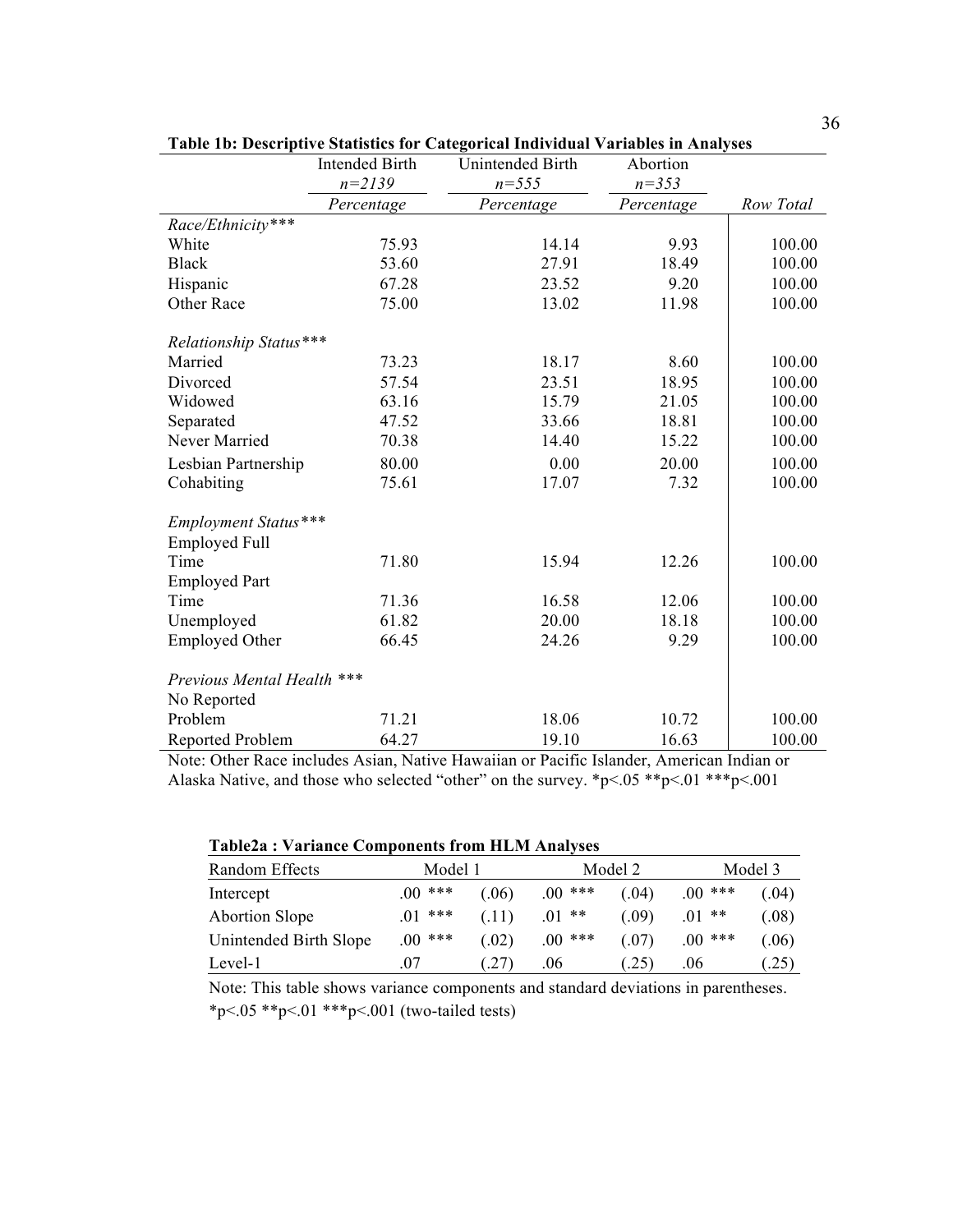**Table 1b: Descriptive Statistics for Categorical Individual Variables in Analyses**

| | Intended Birth *n=2139* | Unintended Birth *n=555* | Abortion *n=353* | |
|---|---|---|---|---|
| | *Percentage* | *Percentage* | *Percentage* | *Row Total* |
| *Race/Ethnicity**** | | | | |
| White | 75.93 | 14.14 | 9.93 | 100.00 |
| Black | 53.60 | 27.91 | 18.49 | 100.00 |
| Hispanic | 67.28 | 23.52 | 9.20 | 100.00 |
| Other Race | 75.00 | 13.02 | 11.98 | 100.00 |
| | | | | |
| *Relationship Status**** | | | | |
| Married | 73.23 | 18.17 | 8.60 | 100.00 |
| Divorced | 57.54 | 23.51 | 18.95 | 100.00 |
| Widowed | 63.16 | 15.79 | 21.05 | 100.00 |
| Separated | 47.52 | 33.66 | 18.81 | 100.00 |
| Never Married | 70.38 | 14.40 | 15.22 | 100.00 |
| Lesbian Partnership | 80.00 | 0.00 | 20.00 | 100.00 |
| Cohabiting | 75.61 | 17.07 | 7.32 | 100.00 |
| | | | | |
| *Employment Status**** | | | | |
| Employed Full Time | 71.80 | 15.94 | 12.26 | 100.00 |
| Employed Part Time | 71.36 | 16.58 | 12.06 | 100.00 |
| Unemployed | 61.82 | 20.00 | 18.18 | 100.00 |
| Employed Other | 66.45 | 24.26 | 9.29 | 100.00 |
| | | | | |
| *Previous Mental Health **** | | | | |
| No Reported Problem | 71.21 | 18.06 | 10.72 | 100.00 |
| Reported Problem | 64.27 | 19.10 | 16.63 | 100.00 |

Note: Other Race includes Asian, Native Hawaiian or Pacific Islander, American Indian or Alaska Native, and those who selected "other" on the survey. *p<.05 **p<.01 ***p<.001

**Table2a : Variance Components from HLM Analyses**

| Random Effects | Model 1 | | Model 2 | | Model 3 | |
|---|---|---|---|---|---|---|
| Intercept | .00 *** | (.06) | .00 *** | (.04) | .00 *** | (.04) |
| Abortion Slope | .01 *** | (.11) | .01 ** | (.09) | .01 ** | (.08) |
| Unintended Birth Slope | .00 *** | (.02) | .00 *** | (.07) | .00 *** | (.06) |
| Level-1 | .07 | (.27) | .06 | (.25) | .06 | (.25) |

Note: This table shows variance components and standard deviations in parentheses. *p<.05 **p<.01 ***p<.001 (two-tailed tests)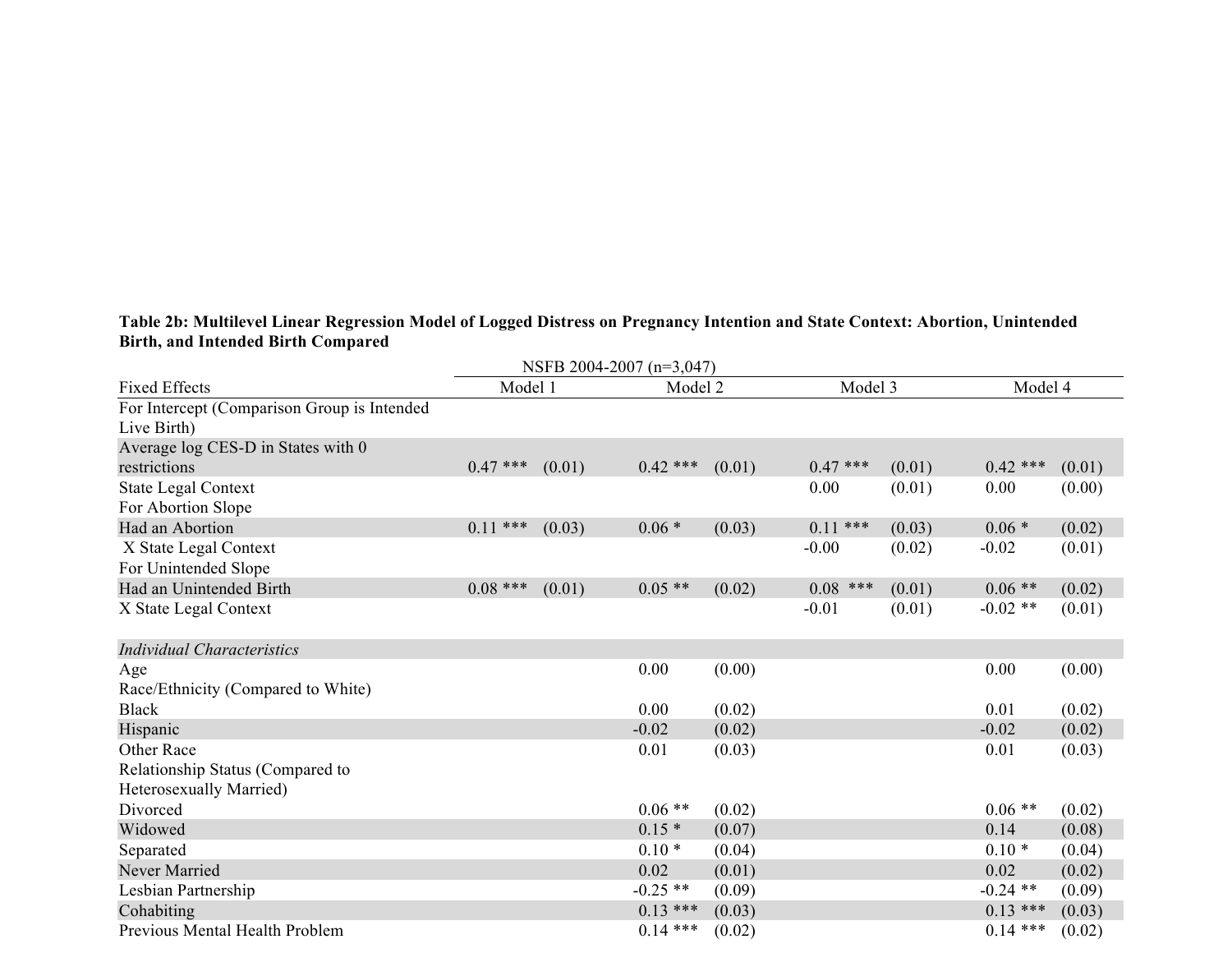**Table 2b: Multilevel Linear Regression Model of Logged Distress on Pregnancy Intention and State Context: Abortion, Unintended Birth, and Intended Birth Compared**

| | NSFB 2004-2007 (n=3,047) | | | | | | | |
|---|---|---|---|---|---|---|---|---|
| Fixed Effects | Model 1 | | Model 2 | | Model 3 | | Model 4 | |
| For Intercept (Comparison Group is Intended Live Birth) | | | | | | | | |
| Average log CES-D in States with 0 restrictions | 0.47 *** | (0.01) | 0.42 *** | (0.01) | 0.47 *** | (0.01) | 0.42 *** | (0.01) |
| State Legal Context | | | | | 0.00 | (0.01) | 0.00 | (0.00) |
| For Abortion Slope | | | | | | | | |
| Had an Abortion | 0.11 *** | (0.03) | 0.06 * | (0.03) | 0.11 *** | (0.03) | 0.06 * | (0.02) |
| X State Legal Context | | | | | -0.00 | (0.02) | -0.02 | (0.01) |
| For Unintended Slope | | | | | | | | |
| Had an Unintended Birth | 0.08 *** | (0.01) | 0.05 ** | (0.02) | 0.08 *** | (0.01) | 0.06 ** | (0.02) |
| X State Legal Context | | | | | -0.01 | (0.01) | -0.02 ** | (0.01) |
| | | | | | | | | |
| *Individual Characteristics* | | | | | | | | |
| Age | | | 0.00 | (0.00) | | | 0.00 | (0.00) |
| Race/Ethnicity (Compared to White) | | | | | | | | |
| Black | | | 0.00 | (0.02) | | | 0.01 | (0.02) |
| Hispanic | | | -0.02 | (0.02) | | | -0.02 | (0.02) |
| Other Race | | | 0.01 | (0.03) | | | 0.01 | (0.03) |
| Relationship Status (Compared to Heterosexually Married) | | | | | | | | |
| Divorced | | | 0.06 ** | (0.02) | | | 0.06 ** | (0.02) |
| Widowed | | | 0.15 * | (0.07) | | | 0.14 | (0.08) |
| Separated | | | 0.10 * | (0.04) | | | 0.10 * | (0.04) |
| Never Married | | | 0.02 | (0.01) | | | 0.02 | (0.02) |
| Lesbian Partnership | | | -0.25 ** | (0.09) | | | -0.24 ** | (0.09) |
| Cohabiting | | | 0.13 *** | (0.03) | | | 0.13 *** | (0.03) |
| Previous Mental Health Problem | | | 0.14 *** | (0.02) | | | 0.14 *** | (0.02) |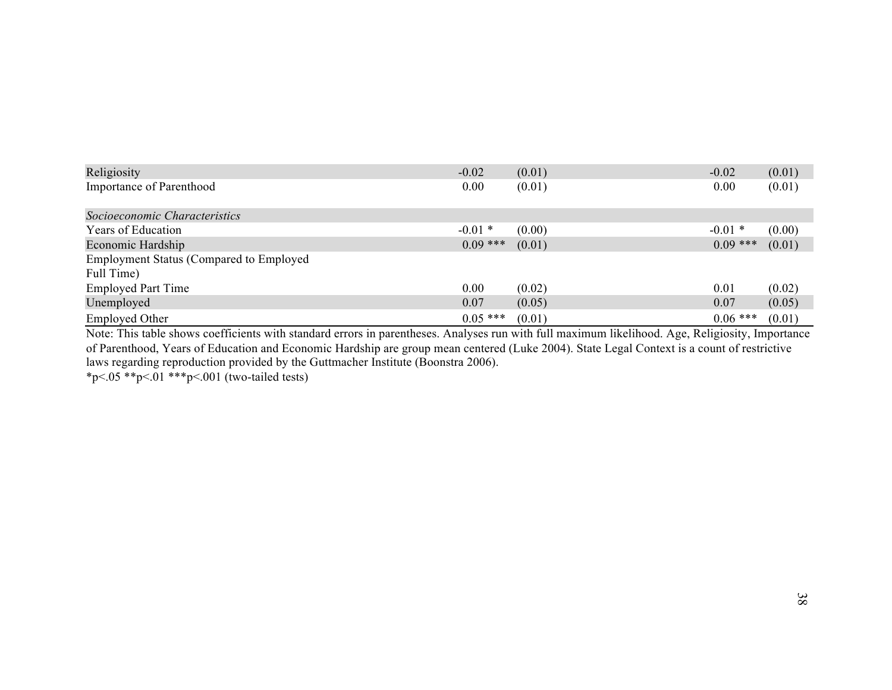| | | | | |
|---|---|---|---|---|
| Religiosity | -0.02 | (0.01) | -0.02 | (0.01) |
| Importance of Parenthood | 0.00 | (0.01) | 0.00 | (0.01) |
| | | | | |
| *Socioeconomic Characteristics* | | | | |
| Years of Education | -0.01 * | (0.00) | -0.01 * | (0.00) |
| Economic Hardship | 0.09 *** | (0.01) | 0.09 *** | (0.01) |
| Employment Status (Compared to Employed Full Time) | | | | |
| Employed Part Time | 0.00 | (0.02) | 0.01 | (0.02) |
| Unemployed | 0.07 | (0.05) | 0.07 | (0.05) |
| Employed Other | 0.05 *** | (0.01) | 0.06 *** | (0.01) |

Note: This table shows coefficients with standard errors in parentheses. Analyses run with full maximum likelihood. Age, Religiosity, Importance of Parenthood, Years of Education and Economic Hardship are group mean centered (Luke 2004). State Legal Context is a count of restrictive laws regarding reproduction provided by the Guttmacher Institute (Boonstra 2006).

*p<.05 **p<.01 ***p<.001 (two-tailed tests)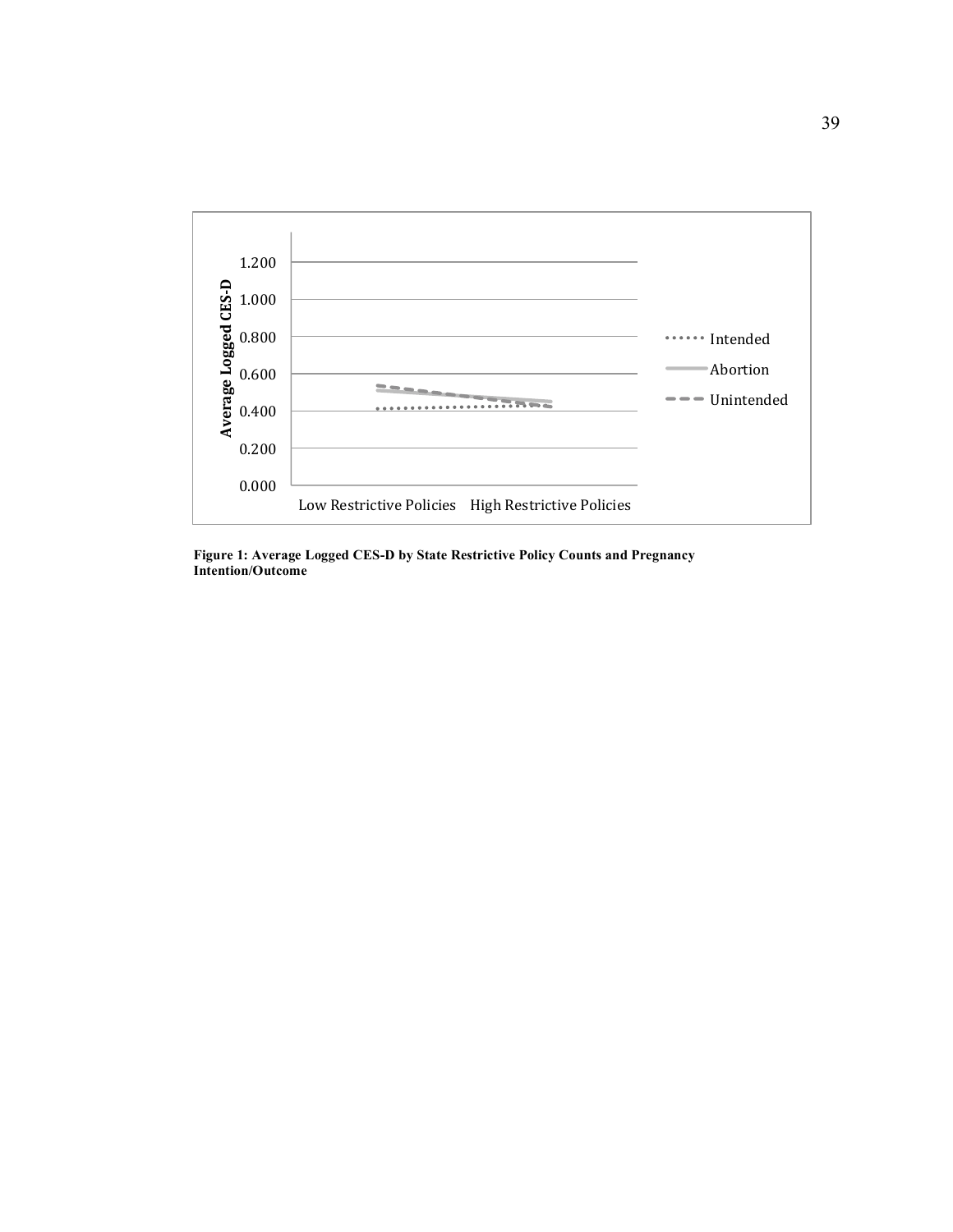**Figure 1: Average Logged CES-D by State Restrictive Policy Counts and Pregnancy Intention/Outcome**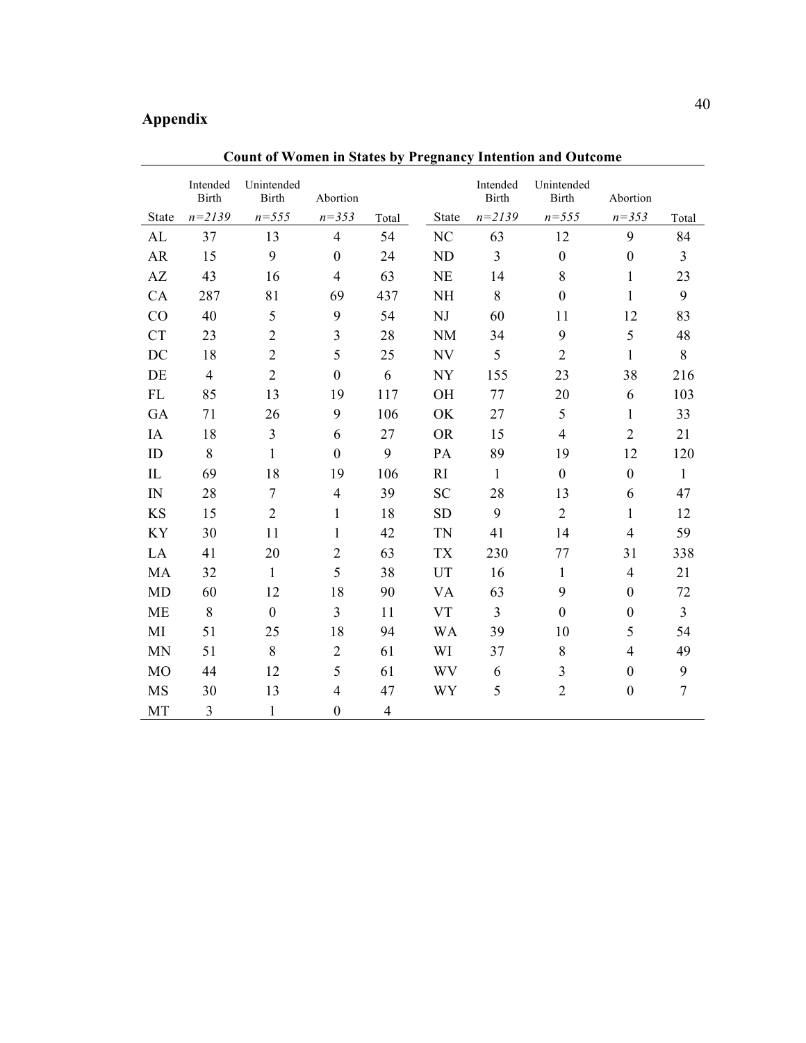# Appendix

**Count of Women in States by Pregnancy Intention and Outcome**

| State | Intended Birth *n=2139* | Unintended Birth *n=555* | Abortion *n=353* | Total | State | Intended Birth *n=2139* | Unintended Birth *n=555* | Abortion *n=353* | Total |
|---|---|---|---|---|---|---|---|---|---|
| AL | 37 | 13 | 4 | 54 | NC | 63 | 12 | 9 | 84 |
| AR | 15 | 9 | 0 | 24 | ND | 3 | 0 | 0 | 3 |
| AZ | 43 | 16 | 4 | 63 | NE | 14 | 8 | 1 | 23 |
| CA | 287 | 81 | 69 | 437 | NH | 8 | 0 | 1 | 9 |
| CO | 40 | 5 | 9 | 54 | NJ | 60 | 11 | 12 | 83 |
| CT | 23 | 2 | 3 | 28 | NM | 34 | 9 | 5 | 48 |
| DC | 18 | 2 | 5 | 25 | NV | 5 | 2 | 1 | 8 |
| DE | 4 | 2 | 0 | 6 | NY | 155 | 23 | 38 | 216 |
| FL | 85 | 13 | 19 | 117 | OH | 77 | 20 | 6 | 103 |
| GA | 71 | 26 | 9 | 106 | OK | 27 | 5 | 1 | 33 |
| IA | 18 | 3 | 6 | 27 | OR | 15 | 4 | 2 | 21 |
| ID | 8 | 1 | 0 | 9 | PA | 89 | 19 | 12 | 120 |
| IL | 69 | 18 | 19 | 106 | RI | 1 | 0 | 0 | 1 |
| IN | 28 | 7 | 4 | 39 | SC | 28 | 13 | 6 | 47 |
| KS | 15 | 2 | 1 | 18 | SD | 9 | 2 | 1 | 12 |
| KY | 30 | 11 | 1 | 42 | TN | 41 | 14 | 4 | 59 |
| LA | 41 | 20 | 2 | 63 | TX | 230 | 77 | 31 | 338 |
| MA | 32 | 1 | 5 | 38 | UT | 16 | 1 | 4 | 21 |
| MD | 60 | 12 | 18 | 90 | VA | 63 | 9 | 0 | 72 |
| ME | 8 | 0 | 3 | 11 | VT | 3 | 0 | 0 | 3 |
| MI | 51 | 25 | 18 | 94 | WA | 39 | 10 | 5 | 54 |
| MN | 51 | 8 | 2 | 61 | WI | 37 | 8 | 4 | 49 |
| MO | 44 | 12 | 5 | 61 | WV | 6 | 3 | 0 | 9 |
| MS | 30 | 13 | 4 | 47 | WY | 5 | 2 | 0 | 7 |
| MT | 3 | 1 | 0 | 4 | | | | | |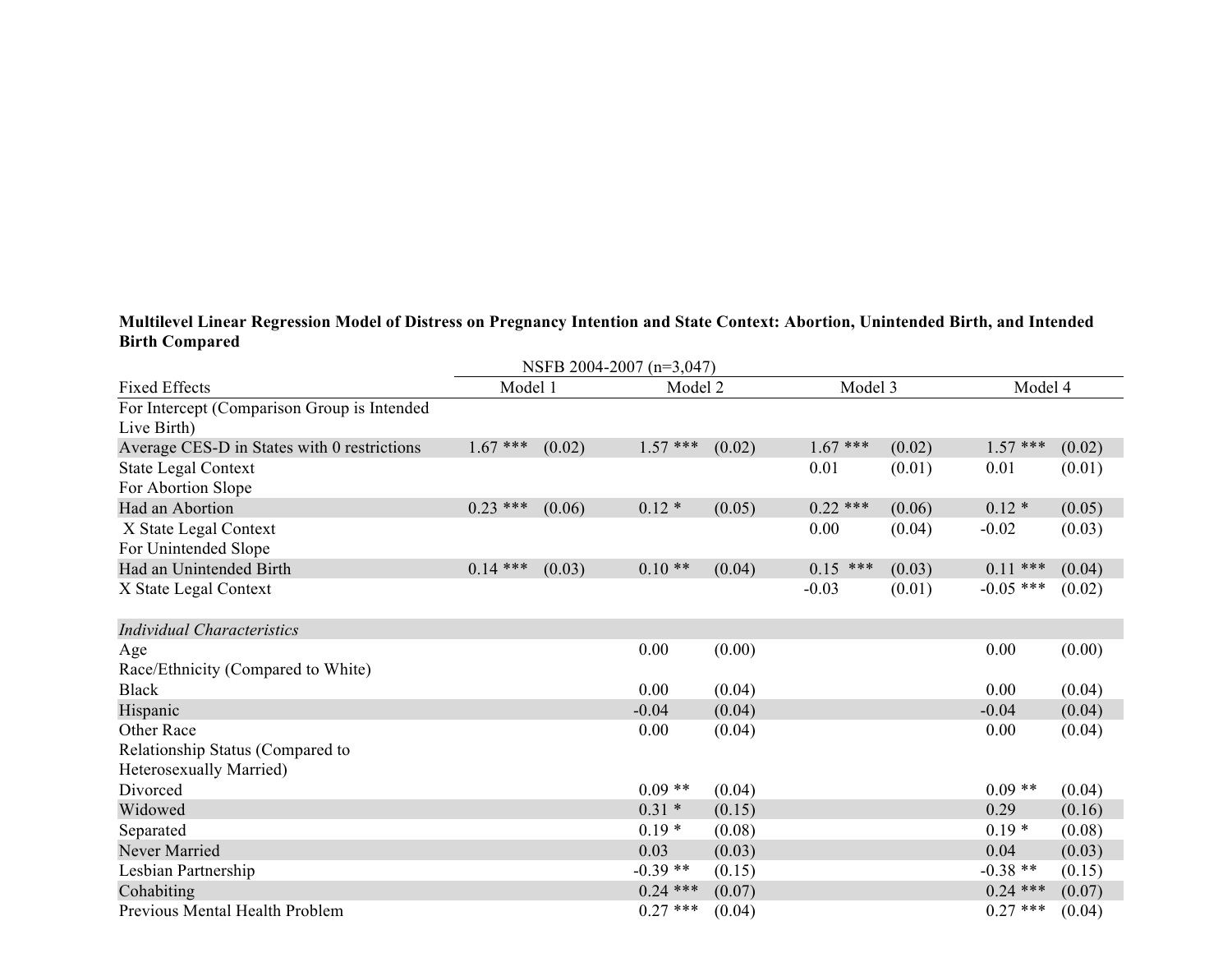**Multilevel Linear Regression Model of Distress on Pregnancy Intention and State Context: Abortion, Unintended Birth, and Intended Birth Compared**

| | NSFB 2004-2007 (n=3,047) | | | | | | | |
|---|---|---|---|---|---|---|---|---|
| Fixed Effects | Model 1 | | Model 2 | | Model 3 | | Model 4 | |
| For Intercept (Comparison Group is Intended Live Birth) | | | | | | | | |
| Average CES-D in States with 0 restrictions | 1.67 *** | (0.02) | 1.57 *** | (0.02) | 1.67 *** | (0.02) | 1.57 *** | (0.02) |
| State Legal Context | | | | | 0.01 | (0.01) | 0.01 | (0.01) |
| For Abortion Slope | | | | | | | | |
| Had an Abortion | 0.23 *** | (0.06) | 0.12 * | (0.05) | 0.22 *** | (0.06) | 0.12 * | (0.05) |
| X State Legal Context | | | | | 0.00 | (0.04) | -0.02 | (0.03) |
| For Unintended Slope | | | | | | | | |
| Had an Unintended Birth | 0.14 *** | (0.03) | 0.10 ** | (0.04) | 0.15 *** | (0.03) | 0.11 *** | (0.04) |
| X State Legal Context | | | | | -0.03 | (0.01) | -0.05 *** | (0.02) |
| | | | | | | | | |
| *Individual Characteristics* | | | | | | | | |
| Age | | | 0.00 | (0.00) | | | 0.00 | (0.00) |
| Race/Ethnicity (Compared to White) | | | | | | | | |
| Black | | | 0.00 | (0.04) | | | 0.00 | (0.04) |
| Hispanic | | | -0.04 | (0.04) | | | -0.04 | (0.04) |
| Other Race | | | 0.00 | (0.04) | | | 0.00 | (0.04) |
| Relationship Status (Compared to Heterosexually Married) | | | | | | | | |
| Divorced | | | 0.09 ** | (0.04) | | | 0.09 ** | (0.04) |
| Widowed | | | 0.31 * | (0.15) | | | 0.29 | (0.16) |
| Separated | | | 0.19 * | (0.08) | | | 0.19 * | (0.08) |
| Never Married | | | 0.03 | (0.03) | | | 0.04 | (0.03) |
| Lesbian Partnership | | | -0.39 ** | (0.15) | | | -0.38 ** | (0.15) |
| Cohabiting | | | 0.24 *** | (0.07) | | | 0.24 *** | (0.07) |
| Previous Mental Health Problem | | | 0.27 *** | (0.04) | | | 0.27 *** | (0.04) |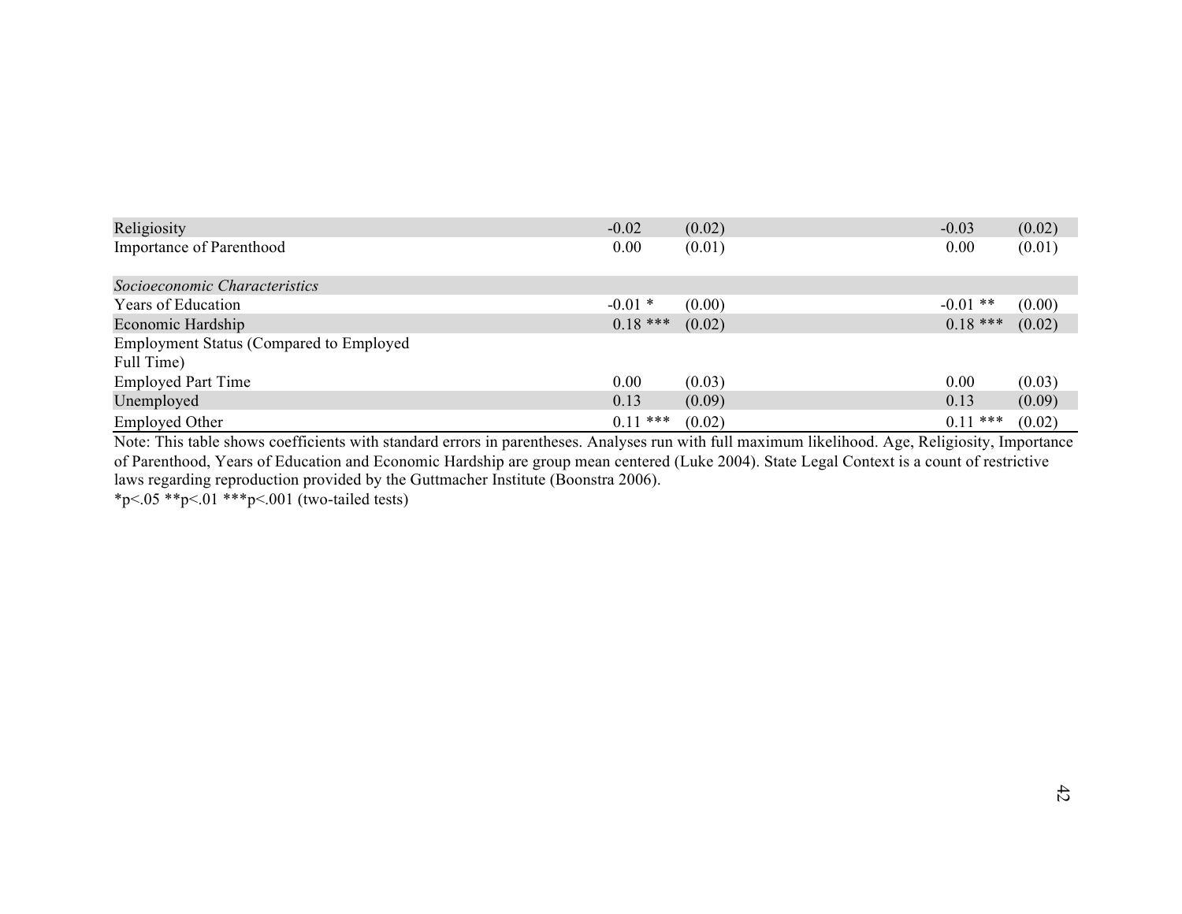| | | | | |
|---|---|---|---|---|
| Religiosity | -0.02 | (0.02) | -0.03 | (0.02) |
| Importance of Parenthood | 0.00 | (0.01) | 0.00 | (0.01) |
| | | | | |
| *Socioeconomic Characteristics* | | | | |
| Years of Education | -0.01 * | (0.00) | -0.01 ** | (0.00) |
| Economic Hardship | 0.18 *** | (0.02) | 0.18 *** | (0.02) |
| Employment Status (Compared to Employed Full Time) | | | | |
| Employed Part Time | 0.00 | (0.03) | 0.00 | (0.03) |
| Unemployed | 0.13 | (0.09) | 0.13 | (0.09) |
| Employed Other | 0.11 *** | (0.02) | 0.11 *** | (0.02) |

Note: This table shows coefficients with standard errors in parentheses. Analyses run with full maximum likelihood. Age, Religiosity, Importance of Parenthood, Years of Education and Economic Hardship are group mean centered (Luke 2004). State Legal Context is a count of restrictive laws regarding reproduction provided by the Guttmacher Institute (Boonstra 2006).

*p<.05 **p<.01 ***p<.001 (two-tailed tests)